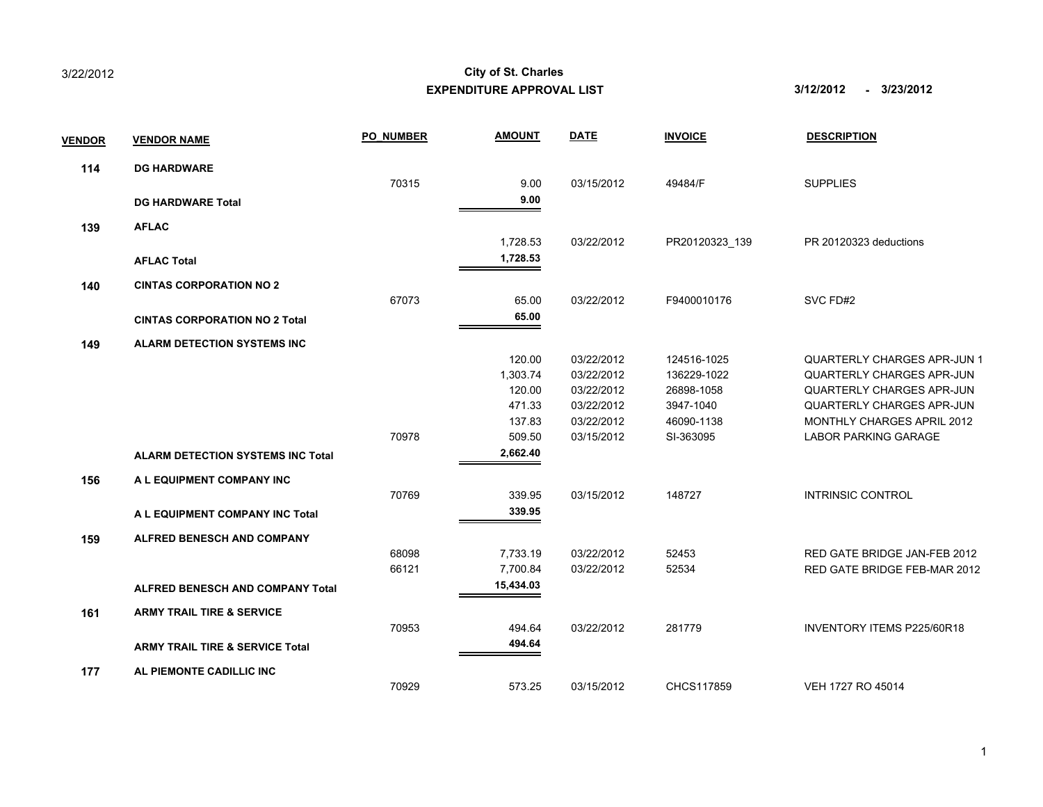3/22/2012

**City of St. Charles**
**EXPENDITURE APPROVAL LIST**

**3/12/2012 - 3/23/2012**

| VENDOR | VENDOR NAME | PO_NUMBER | AMOUNT | DATE | INVOICE | DESCRIPTION |
|---|---|---|---|---|---|---|
| **114** | **DG HARDWARE** | | | | | |
| | | 70315 | 9.00 | 03/15/2012 | 49484/F | SUPPLIES |
| | **DG HARDWARE Total** | | **9.00** | | | |
| **139** | **AFLAC** | | | | | |
| | | | 1,728.53 | 03/22/2012 | PR20120323_139 | PR 20120323 deductions |
| | **AFLAC Total** | | **1,728.53** | | | |
| **140** | **CINTAS CORPORATION NO 2** | | | | | |
| | | 67073 | 65.00 | 03/22/2012 | F9400010176 | SVC FD#2 |
| | **CINTAS CORPORATION NO 2 Total** | | **65.00** | | | |
| **149** | **ALARM DETECTION SYSTEMS INC** | | | | | |
| | | | 120.00 | 03/22/2012 | 124516-1025 | QUARTERLY CHARGES APR-JUN 1 |
| | | | 1,303.74 | 03/22/2012 | 136229-1022 | QUARTERLY CHARGES APR-JUN |
| | | | 120.00 | 03/22/2012 | 26898-1058 | QUARTERLY CHARGES APR-JUN |
| | | | 471.33 | 03/22/2012 | 3947-1040 | QUARTERLY CHARGES APR-JUN |
| | | | 137.83 | 03/22/2012 | 46090-1138 | MONTHLY CHARGES APRIL 2012 |
| | | 70978 | 509.50 | 03/15/2012 | SI-363095 | LABOR PARKING GARAGE |
| | **ALARM DETECTION SYSTEMS INC Total** | | **2,662.40** | | | |
| **156** | **A L EQUIPMENT COMPANY INC** | | | | | |
| | | 70769 | 339.95 | 03/15/2012 | 148727 | INTRINSIC CONTROL |
| | **A L EQUIPMENT COMPANY INC Total** | | **339.95** | | | |
| **159** | **ALFRED BENESCH AND COMPANY** | | | | | |
| | | 68098 | 7,733.19 | 03/22/2012 | 52453 | RED GATE BRIDGE JAN-FEB 2012 |
| | | 66121 | 7,700.84 | 03/22/2012 | 52534 | RED GATE BRIDGE FEB-MAR 2012 |
| | **ALFRED BENESCH AND COMPANY Total** | | **15,434.03** | | | |
| **161** | **ARMY TRAIL TIRE & SERVICE** | | | | | |
| | | 70953 | 494.64 | 03/22/2012 | 281779 | INVENTORY ITEMS P225/60R18 |
| | **ARMY TRAIL TIRE & SERVICE Total** | | **494.64** | | | |
| **177** | **AL PIEMONTE CADILLIC INC** | | | | | |
| | | 70929 | 573.25 | 03/15/2012 | CHCS117859 | VEH 1727 RO 45014 |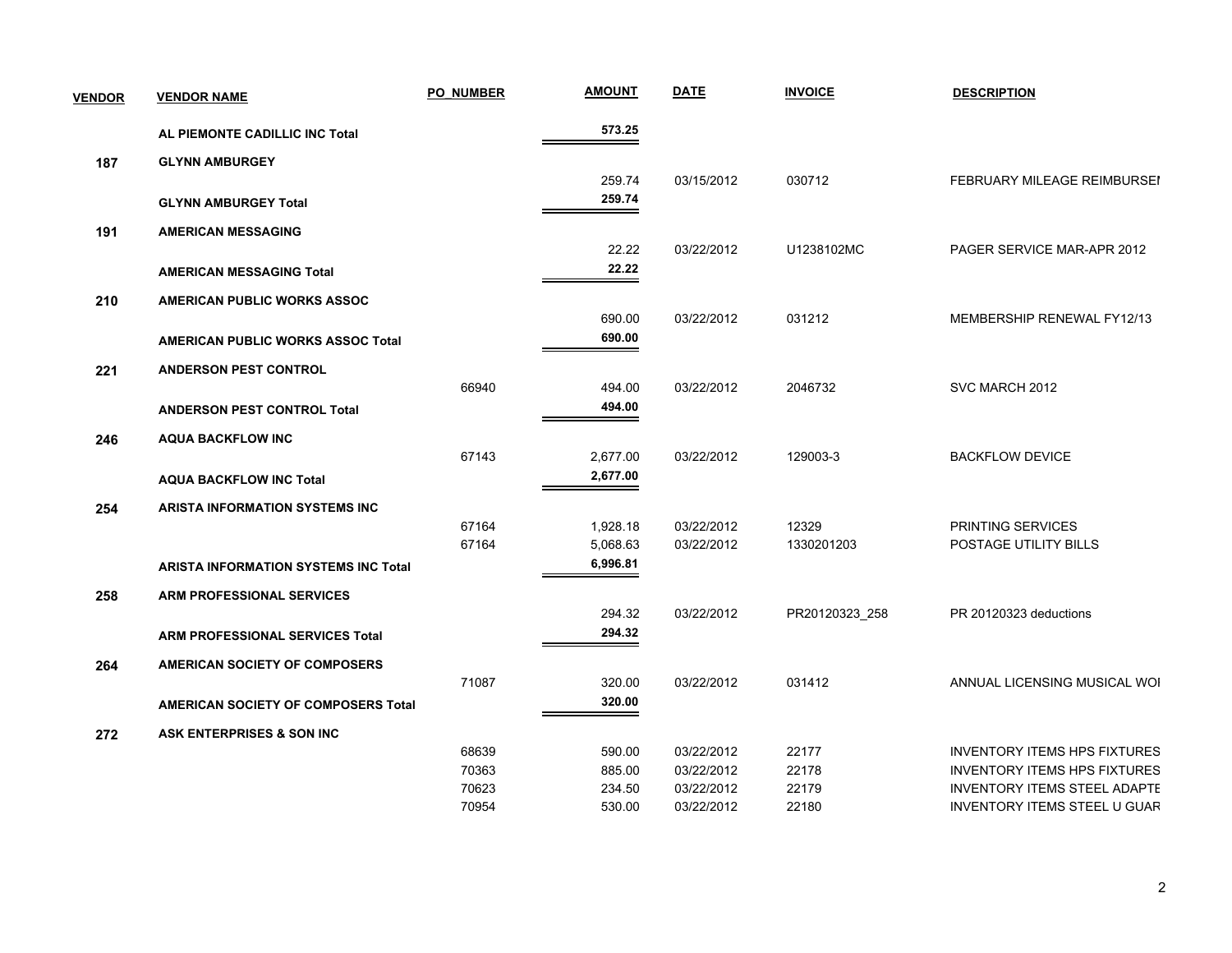| VENDOR | VENDOR NAME | PO_NUMBER | AMOUNT | DATE | INVOICE | DESCRIPTION |
|---|---|---|---|---|---|---|
| | **AL PIEMONTE CADILLIC INC Total** | | **573.25** | | | |
| **187** | **GLYNN AMBURGEY** | | | | | |
| | | | 259.74 | 03/15/2012 | 030712 | FEBRUARY MILEAGE REIMBURSEI |
| | **GLYNN AMBURGEY Total** | | **259.74** | | | |
| **191** | **AMERICAN MESSAGING** | | | | | |
| | | | 22.22 | 03/22/2012 | U1238102MC | PAGER SERVICE MAR-APR 2012 |
| | **AMERICAN MESSAGING Total** | | **22.22** | | | |
| **210** | **AMERICAN PUBLIC WORKS ASSOC** | | | | | |
| | | | 690.00 | 03/22/2012 | 031212 | MEMBERSHIP RENEWAL FY12/13 |
| | **AMERICAN PUBLIC WORKS ASSOC Total** | | **690.00** | | | |
| **221** | **ANDERSON PEST CONTROL** | | | | | |
| | | 66940 | 494.00 | 03/22/2012 | 2046732 | SVC MARCH 2012 |
| | **ANDERSON PEST CONTROL Total** | | **494.00** | | | |
| **246** | **AQUA BACKFLOW INC** | | | | | |
| | | 67143 | 2,677.00 | 03/22/2012 | 129003-3 | BACKFLOW DEVICE |
| | **AQUA BACKFLOW INC Total** | | **2,677.00** | | | |
| **254** | **ARISTA INFORMATION SYSTEMS INC** | | | | | |
| | | 67164 | 1,928.18 | 03/22/2012 | 12329 | PRINTING SERVICES |
| | | 67164 | 5,068.63 | 03/22/2012 | 1330201203 | POSTAGE UTILITY BILLS |
| | **ARISTA INFORMATION SYSTEMS INC Total** | | **6,996.81** | | | |
| **258** | **ARM PROFESSIONAL SERVICES** | | | | | |
| | | | 294.32 | 03/22/2012 | PR20120323_258 | PR 20120323 deductions |
| | **ARM PROFESSIONAL SERVICES Total** | | **294.32** | | | |
| **264** | **AMERICAN SOCIETY OF COMPOSERS** | | | | | |
| | | 71087 | 320.00 | 03/22/2012 | 031412 | ANNUAL LICENSING MUSICAL WOI |
| | **AMERICAN SOCIETY OF COMPOSERS Total** | | **320.00** | | | |
| **272** | **ASK ENTERPRISES & SON INC** | | | | | |
| | | 68639 | 590.00 | 03/22/2012 | 22177 | INVENTORY ITEMS HPS FIXTURES |
| | | 70363 | 885.00 | 03/22/2012 | 22178 | INVENTORY ITEMS HPS FIXTURES |
| | | 70623 | 234.50 | 03/22/2012 | 22179 | INVENTORY ITEMS STEEL ADAPTE |
| | | 70954 | 530.00 | 03/22/2012 | 22180 | INVENTORY ITEMS STEEL U GUAR |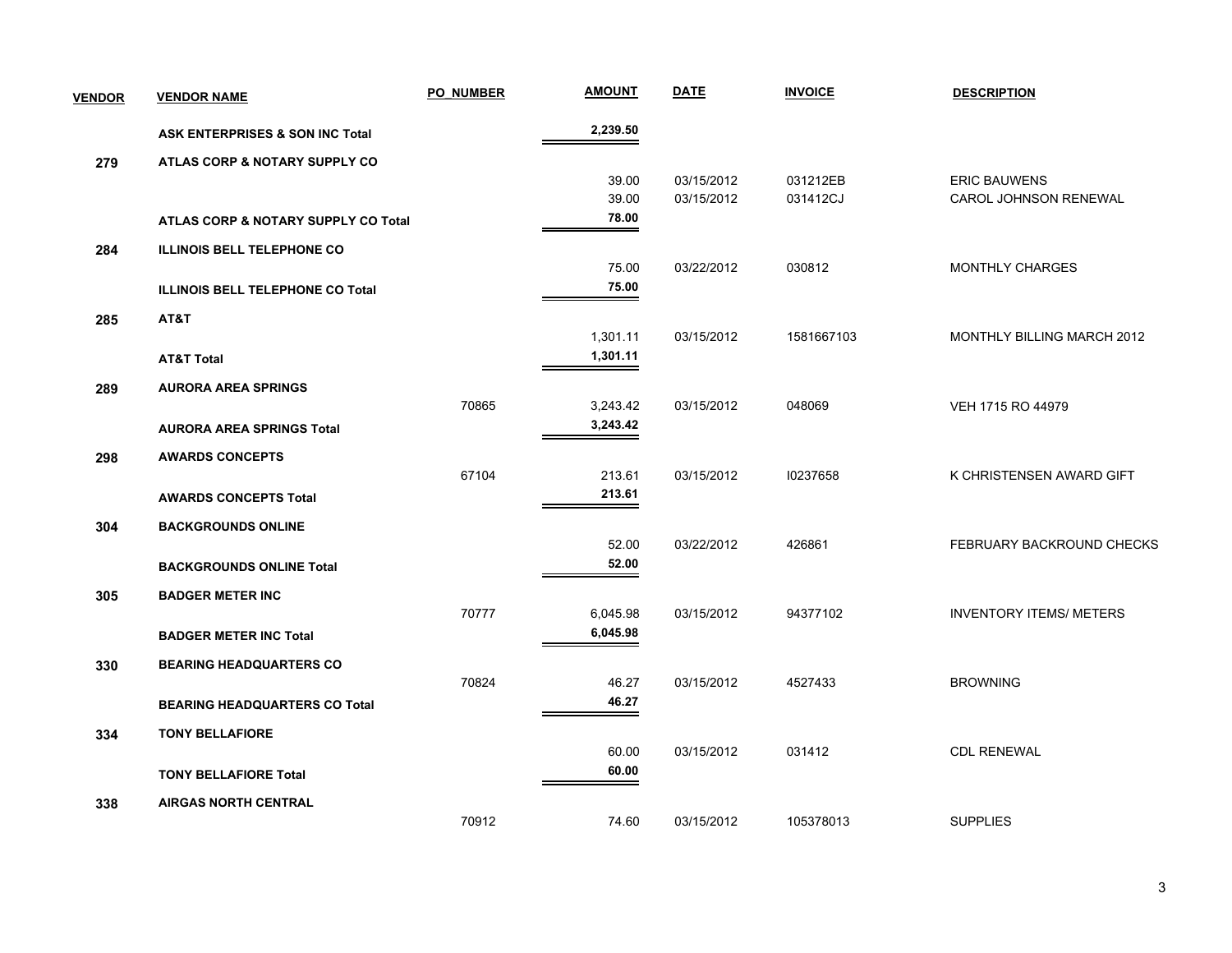| VENDOR | VENDOR NAME | PO_NUMBER | AMOUNT | DATE | INVOICE | DESCRIPTION |
|---|---|---|---|---|---|---|
| | **ASK ENTERPRISES & SON INC Total** | | **2,239.50** | | | |
| **279** | **ATLAS CORP & NOTARY SUPPLY CO** | | | | | |
| | | | 39.00 | 03/15/2012 | 031212EB | ERIC BAUWENS |
| | | | 39.00 | 03/15/2012 | 031412CJ | CAROL JOHNSON RENEWAL |
| | **ATLAS CORP & NOTARY SUPPLY CO Total** | | **78.00** | | | |
| **284** | **ILLINOIS BELL TELEPHONE CO** | | | | | |
| | | | 75.00 | 03/22/2012 | 030812 | MONTHLY CHARGES |
| | **ILLINOIS BELL TELEPHONE CO Total** | | **75.00** | | | |
| **285** | **AT&T** | | | | | |
| | | | 1,301.11 | 03/15/2012 | 1581667103 | MONTHLY BILLING MARCH 2012 |
| | **AT&T Total** | | **1,301.11** | | | |
| **289** | **AURORA AREA SPRINGS** | | | | | |
| | | 70865 | 3,243.42 | 03/15/2012 | 048069 | VEH 1715 RO 44979 |
| | **AURORA AREA SPRINGS Total** | | **3,243.42** | | | |
| **298** | **AWARDS CONCEPTS** | | | | | |
| | | 67104 | 213.61 | 03/15/2012 | I0237658 | K CHRISTENSEN AWARD GIFT |
| | **AWARDS CONCEPTS Total** | | **213.61** | | | |
| **304** | **BACKGROUNDS ONLINE** | | | | | |
| | | | 52.00 | 03/22/2012 | 426861 | FEBRUARY BACKROUND CHECKS |
| | **BACKGROUNDS ONLINE Total** | | **52.00** | | | |
| **305** | **BADGER METER INC** | | | | | |
| | | 70777 | 6,045.98 | 03/15/2012 | 94377102 | INVENTORY ITEMS/ METERS |
| | **BADGER METER INC Total** | | **6,045.98** | | | |
| **330** | **BEARING HEADQUARTERS CO** | | | | | |
| | | 70824 | 46.27 | 03/15/2012 | 4527433 | BROWNING |
| | **BEARING HEADQUARTERS CO Total** | | **46.27** | | | |
| **334** | **TONY BELLAFIORE** | | | | | |
| | | | 60.00 | 03/15/2012 | 031412 | CDL RENEWAL |
| | **TONY BELLAFIORE Total** | | **60.00** | | | |
| **338** | **AIRGAS NORTH CENTRAL** | | | | | |
| | | 70912 | 74.60 | 03/15/2012 | 105378013 | SUPPLIES |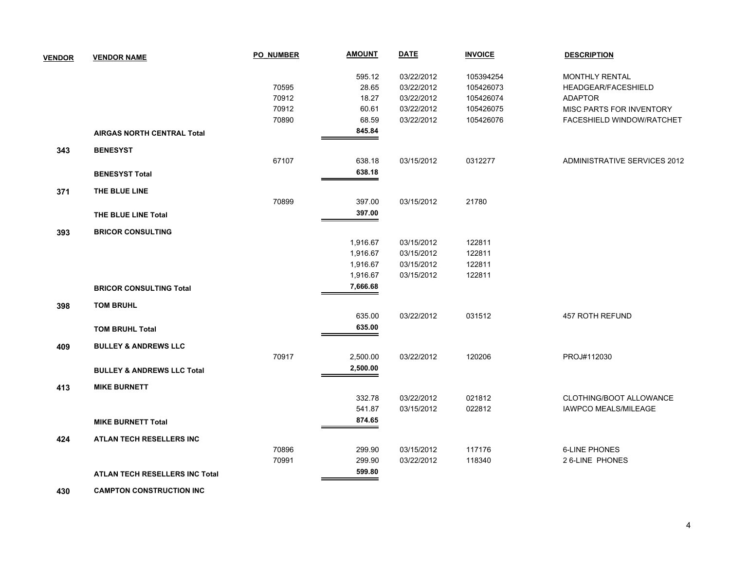| VENDOR | VENDOR NAME | PO_NUMBER | AMOUNT | DATE | INVOICE | DESCRIPTION |
|---|---|---|---|---|---|---|
| | | | 595.12 | 03/22/2012 | 105394254 | MONTHLY RENTAL |
| | | 70595 | 28.65 | 03/22/2012 | 105426073 | HEADGEAR/FACESHIELD |
| | | 70912 | 18.27 | 03/22/2012 | 105426074 | ADAPTOR |
| | | 70912 | 60.61 | 03/22/2012 | 105426075 | MISC PARTS FOR INVENTORY |
| | | 70890 | 68.59 | 03/22/2012 | 105426076 | FACESHIELD WINDOW/RATCHET |
| | **AIRGAS NORTH CENTRAL Total** | | **845.84** | | | |
| **343** | **BENESYST** | | | | | |
| | | 67107 | 638.18 | 03/15/2012 | 0312277 | ADMINISTRATIVE SERVICES 2012 |
| | **BENESYST Total** | | **638.18** | | | |
| **371** | **THE BLUE LINE** | | | | | |
| | | 70899 | 397.00 | 03/15/2012 | 21780 | |
| | **THE BLUE LINE Total** | | **397.00** | | | |
| **393** | **BRICOR CONSULTING** | | | | | |
| | | | 1,916.67 | 03/15/2012 | 122811 | |
| | | | 1,916.67 | 03/15/2012 | 122811 | |
| | | | 1,916.67 | 03/15/2012 | 122811 | |
| | | | 1,916.67 | 03/15/2012 | 122811 | |
| | **BRICOR CONSULTING Total** | | **7,666.68** | | | |
| **398** | **TOM BRUHL** | | | | | |
| | | | 635.00 | 03/22/2012 | 031512 | 457 ROTH REFUND |
| | **TOM BRUHL Total** | | **635.00** | | | |
| **409** | **BULLEY & ANDREWS LLC** | | | | | |
| | | 70917 | 2,500.00 | 03/22/2012 | 120206 | PROJ#112030 |
| | **BULLEY & ANDREWS LLC Total** | | **2,500.00** | | | |
| **413** | **MIKE BURNETT** | | | | | |
| | | | 332.78 | 03/22/2012 | 021812 | CLOTHING/BOOT ALLOWANCE |
| | | | 541.87 | 03/15/2012 | 022812 | IAWPCO MEALS/MILEAGE |
| | **MIKE BURNETT Total** | | **874.65** | | | |
| **424** | **ATLAN TECH RESELLERS INC** | | | | | |
| | | 70896 | 299.90 | 03/15/2012 | 117176 | 6-LINE PHONES |
| | | 70991 | 299.90 | 03/22/2012 | 118340 | 2 6-LINE PHONES |
| | **ATLAN TECH RESELLERS INC Total** | | **599.80** | | | |
| **430** | **CAMPTON CONSTRUCTION INC** | | | | | |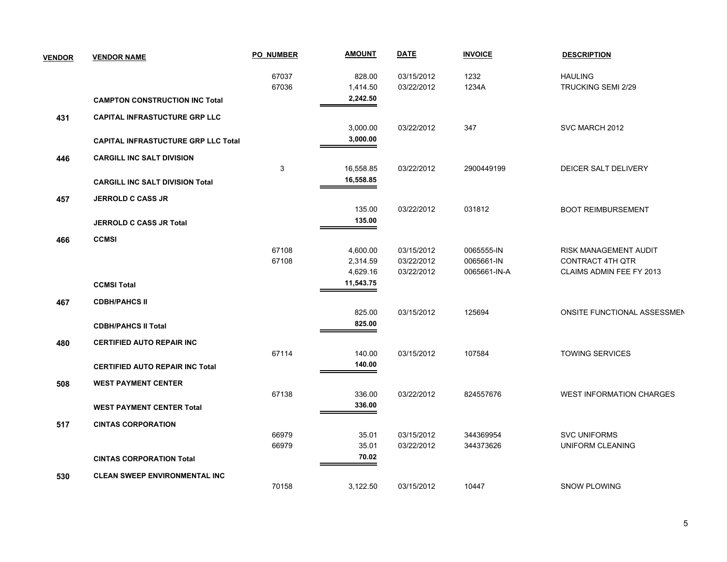| VENDOR | VENDOR NAME | PO_NUMBER | AMOUNT | DATE | INVOICE | DESCRIPTION |
|---|---|---|---|---|---|---|
| | | 67037 | 828.00 | 03/15/2012 | 1232 | HAULING |
| | | 67036 | 1,414.50 | 03/22/2012 | 1234A | TRUCKING SEMI 2/29 |
| | **CAMPTON CONSTRUCTION INC Total** | | **2,242.50** | | | |
| **431** | **CAPITAL INFRASTUCTURE GRP LLC** | | | | | |
| | | | 3,000.00 | 03/22/2012 | 347 | SVC MARCH 2012 |
| | **CAPITAL INFRASTUCTURE GRP LLC Total** | | **3,000.00** | | | |
| **446** | **CARGILL INC SALT DIVISION** | | | | | |
| | | 3 | 16,558.85 | 03/22/2012 | 2900449199 | DEICER SALT DELIVERY |
| | **CARGILL INC SALT DIVISION Total** | | **16,558.85** | | | |
| **457** | **JERROLD C CASS JR** | | | | | |
| | | | 135.00 | 03/22/2012 | 031812 | BOOT REIMBURSEMENT |
| | **JERROLD C CASS JR Total** | | **135.00** | | | |
| **466** | **CCMSI** | | | | | |
| | | 67108 | 4,600.00 | 03/15/2012 | 0065555-IN | RISK MANAGEMENT AUDIT |
| | | 67108 | 2,314.59 | 03/22/2012 | 0065661-IN | CONTRACT 4TH QTR |
| | | | 4,629.16 | 03/22/2012 | 0065661-IN-A | CLAIMS ADMIN FEE FY 2013 |
| | **CCMSI Total** | | **11,543.75** | | | |
| **467** | **CDBH/PAHCS II** | | | | | |
| | | | 825.00 | 03/15/2012 | 125694 | ONSITE FUNCTIONAL ASSESSMEN |
| | **CDBH/PAHCS II Total** | | **825.00** | | | |
| **480** | **CERTIFIED AUTO REPAIR INC** | | | | | |
| | | 67114 | 140.00 | 03/15/2012 | 107584 | TOWING SERVICES |
| | **CERTIFIED AUTO REPAIR INC Total** | | **140.00** | | | |
| **508** | **WEST PAYMENT CENTER** | | | | | |
| | | 67138 | 336.00 | 03/22/2012 | 824557676 | WEST INFORMATION CHARGES |
| | **WEST PAYMENT CENTER Total** | | **336.00** | | | |
| **517** | **CINTAS CORPORATION** | | | | | |
| | | 66979 | 35.01 | 03/15/2012 | 344369954 | SVC UNIFORMS |
| | | 66979 | 35.01 | 03/22/2012 | 344373626 | UNIFORM CLEANING |
| | **CINTAS CORPORATION Total** | | **70.02** | | | |
| **530** | **CLEAN SWEEP ENVIRONMENTAL INC** | | | | | |
| | | 70158 | 3,122.50 | 03/15/2012 | 10447 | SNOW PLOWING |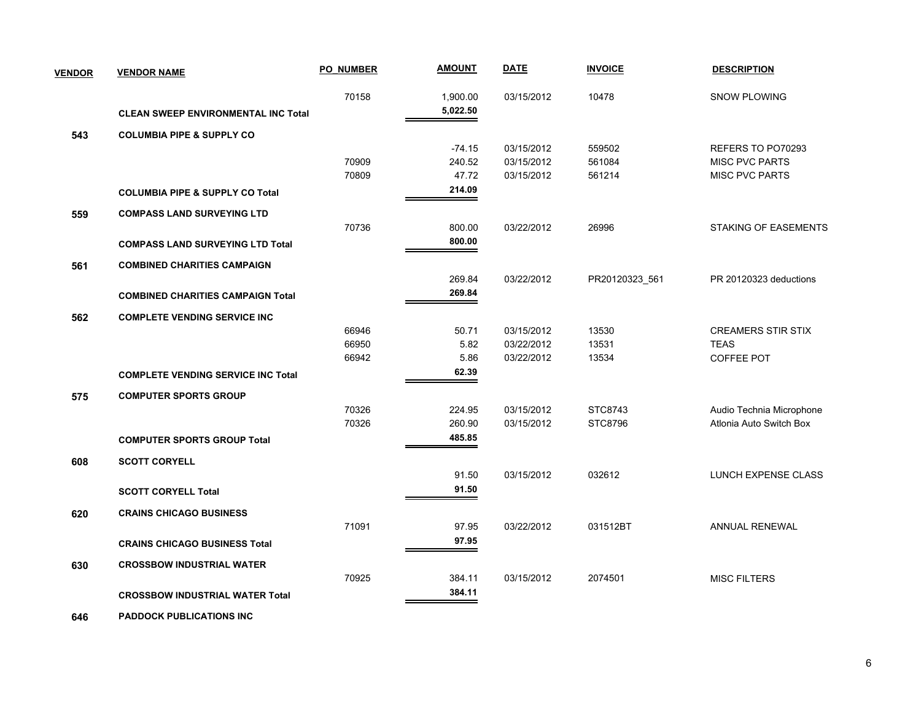| VENDOR | VENDOR NAME | PO_NUMBER | AMOUNT | DATE | INVOICE | DESCRIPTION |
|---|---|---|---|---|---|---|
| | | 70158 | 1,900.00 | 03/15/2012 | 10478 | SNOW PLOWING |
| | **CLEAN SWEEP ENVIRONMENTAL INC Total** | | **5,022.50** | | | |
| **543** | **COLUMBIA PIPE & SUPPLY CO** | | | | | |
| | | | -74.15 | 03/15/2012 | 559502 | REFERS TO PO70293 |
| | | 70909 | 240.52 | 03/15/2012 | 561084 | MISC PVC PARTS |
| | | 70809 | 47.72 | 03/15/2012 | 561214 | MISC PVC PARTS |
| | **COLUMBIA PIPE & SUPPLY CO Total** | | **214.09** | | | |
| **559** | **COMPASS LAND SURVEYING LTD** | | | | | |
| | | 70736 | 800.00 | 03/22/2012 | 26996 | STAKING OF EASEMENTS |
| | **COMPASS LAND SURVEYING LTD Total** | | **800.00** | | | |
| **561** | **COMBINED CHARITIES CAMPAIGN** | | | | | |
| | | | 269.84 | 03/22/2012 | PR20120323_561 | PR 20120323 deductions |
| | **COMBINED CHARITIES CAMPAIGN Total** | | **269.84** | | | |
| **562** | **COMPLETE VENDING SERVICE INC** | | | | | |
| | | 66946 | 50.71 | 03/15/2012 | 13530 | CREAMERS STIR STIX |
| | | 66950 | 5.82 | 03/22/2012 | 13531 | TEAS |
| | | 66942 | 5.86 | 03/22/2012 | 13534 | COFFEE POT |
| | **COMPLETE VENDING SERVICE INC Total** | | **62.39** | | | |
| **575** | **COMPUTER SPORTS GROUP** | | | | | |
| | | 70326 | 224.95 | 03/15/2012 | STC8743 | Audio Technia Microphone |
| | | 70326 | 260.90 | 03/15/2012 | STC8796 | Atlonia Auto Switch Box |
| | **COMPUTER SPORTS GROUP Total** | | **485.85** | | | |
| **608** | **SCOTT CORYELL** | | | | | |
| | | | 91.50 | 03/15/2012 | 032612 | LUNCH EXPENSE CLASS |
| | **SCOTT CORYELL Total** | | **91.50** | | | |
| **620** | **CRAINS CHICAGO BUSINESS** | | | | | |
| | | 71091 | 97.95 | 03/22/2012 | 031512BT | ANNUAL RENEWAL |
| | **CRAINS CHICAGO BUSINESS Total** | | **97.95** | | | |
| **630** | **CROSSBOW INDUSTRIAL WATER** | | | | | |
| | | 70925 | 384.11 | 03/15/2012 | 2074501 | MISC FILTERS |
| | **CROSSBOW INDUSTRIAL WATER Total** | | **384.11** | | | |
| **646** | **PADDOCK PUBLICATIONS INC** | | | | | |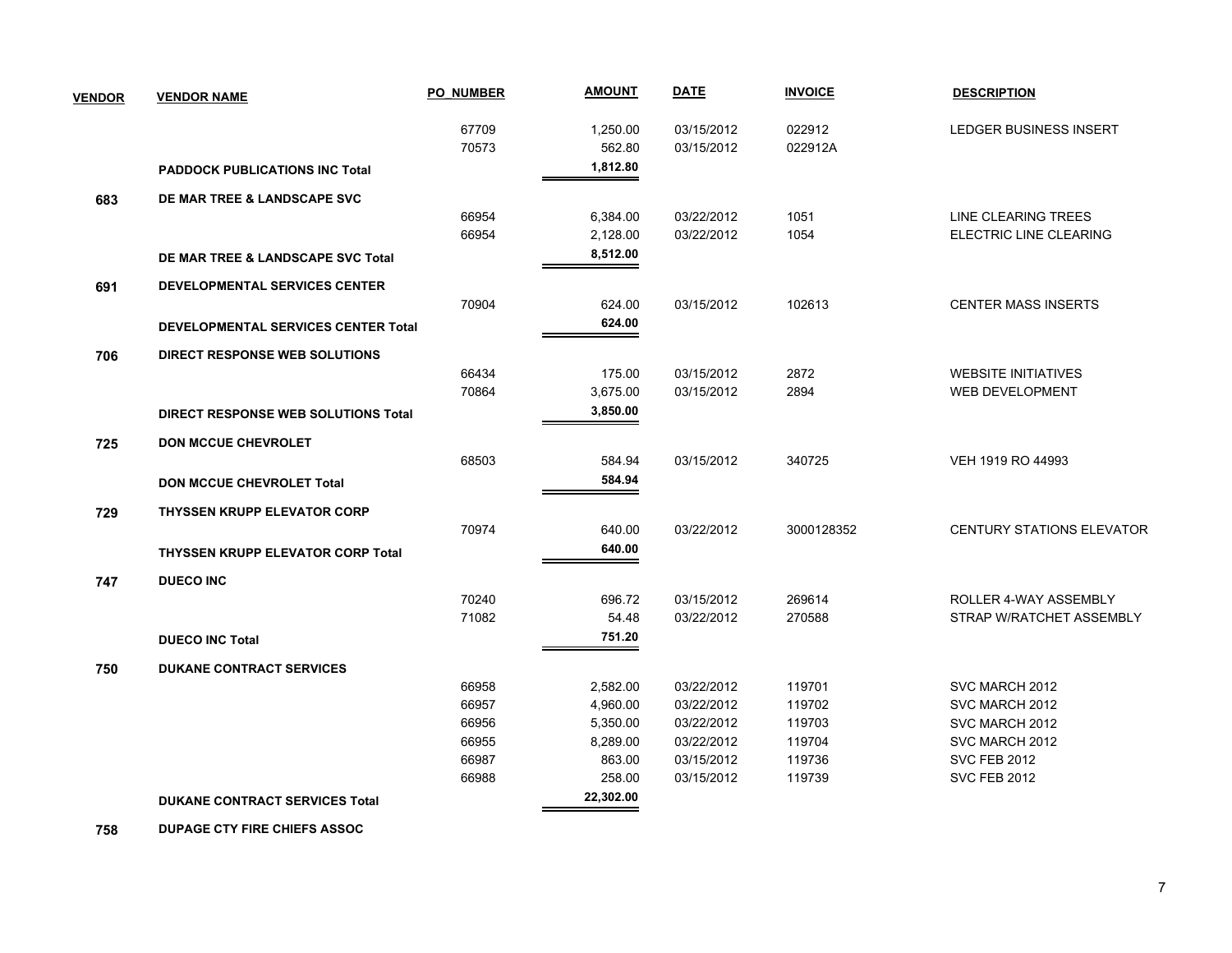| VENDOR | VENDOR NAME | PO_NUMBER | AMOUNT | DATE | INVOICE | DESCRIPTION |
|---|---|---|---|---|---|---|
| | | 67709 | 1,250.00 | 03/15/2012 | 022912 | LEDGER BUSINESS INSERT |
| | | 70573 | 562.80 | 03/15/2012 | 022912A | |
| | **PADDOCK PUBLICATIONS INC Total** | | **1,812.80** | | | |
| **683** | **DE MAR TREE & LANDSCAPE SVC** | | | | | |
| | | 66954 | 6,384.00 | 03/22/2012 | 1051 | LINE CLEARING TREES |
| | | 66954 | 2,128.00 | 03/22/2012 | 1054 | ELECTRIC LINE CLEARING |
| | **DE MAR TREE & LANDSCAPE SVC Total** | | **8,512.00** | | | |
| **691** | **DEVELOPMENTAL SERVICES CENTER** | | | | | |
| | | 70904 | 624.00 | 03/15/2012 | 102613 | CENTER MASS INSERTS |
| | **DEVELOPMENTAL SERVICES CENTER Total** | | **624.00** | | | |
| **706** | **DIRECT RESPONSE WEB SOLUTIONS** | | | | | |
| | | 66434 | 175.00 | 03/15/2012 | 2872 | WEBSITE INITIATIVES |
| | | 70864 | 3,675.00 | 03/15/2012 | 2894 | WEB DEVELOPMENT |
| | **DIRECT RESPONSE WEB SOLUTIONS Total** | | **3,850.00** | | | |
| **725** | **DON MCCUE CHEVROLET** | | | | | |
| | | 68503 | 584.94 | 03/15/2012 | 340725 | VEH 1919 RO 44993 |
| | **DON MCCUE CHEVROLET Total** | | **584.94** | | | |
| **729** | **THYSSEN KRUPP ELEVATOR CORP** | | | | | |
| | | 70974 | 640.00 | 03/22/2012 | 3000128352 | CENTURY STATIONS ELEVATOR |
| | **THYSSEN KRUPP ELEVATOR CORP Total** | | **640.00** | | | |
| **747** | **DUECO INC** | | | | | |
| | | 70240 | 696.72 | 03/15/2012 | 269614 | ROLLER 4-WAY ASSEMBLY |
| | | 71082 | 54.48 | 03/22/2012 | 270588 | STRAP W/RATCHET ASSEMBLY |
| | **DUECO INC Total** | | **751.20** | | | |
| **750** | **DUKANE CONTRACT SERVICES** | | | | | |
| | | 66958 | 2,582.00 | 03/22/2012 | 119701 | SVC MARCH 2012 |
| | | 66957 | 4,960.00 | 03/22/2012 | 119702 | SVC MARCH 2012 |
| | | 66956 | 5,350.00 | 03/22/2012 | 119703 | SVC MARCH 2012 |
| | | 66955 | 8,289.00 | 03/22/2012 | 119704 | SVC MARCH 2012 |
| | | 66987 | 863.00 | 03/15/2012 | 119736 | SVC FEB 2012 |
| | | 66988 | 258.00 | 03/15/2012 | 119739 | SVC FEB 2012 |
| | **DUKANE CONTRACT SERVICES Total** | | **22,302.00** | | | |
| **758** | **DUPAGE CTY FIRE CHIEFS ASSOC** | | | | | |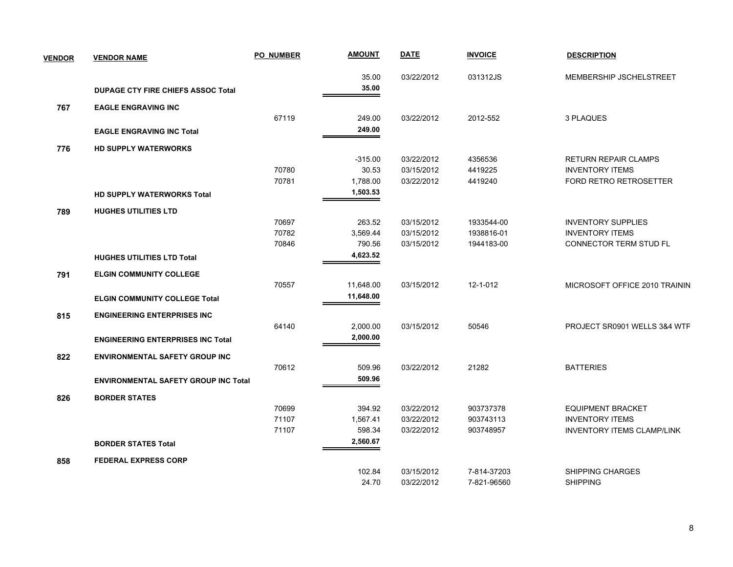| VENDOR | VENDOR NAME | PO_NUMBER | AMOUNT | DATE | INVOICE | DESCRIPTION |
|---|---|---|---|---|---|---|
| | | | 35.00 | 03/22/2012 | 031312JS | MEMBERSHIP JSCHELSTREET |
| | **DUPAGE CTY FIRE CHIEFS ASSOC Total** | | **35.00** | | | |
| **767** | **EAGLE ENGRAVING INC** | | | | | |
| | | 67119 | 249.00 | 03/22/2012 | 2012-552 | 3 PLAQUES |
| | **EAGLE ENGRAVING INC Total** | | **249.00** | | | |
| **776** | **HD SUPPLY WATERWORKS** | | | | | |
| | | | -315.00 | 03/22/2012 | 4356536 | RETURN REPAIR CLAMPS |
| | | 70780 | 30.53 | 03/15/2012 | 4419225 | INVENTORY ITEMS |
| | | 70781 | 1,788.00 | 03/22/2012 | 4419240 | FORD RETRO RETROSETTER |
| | **HD SUPPLY WATERWORKS Total** | | **1,503.53** | | | |
| **789** | **HUGHES UTILITIES LTD** | | | | | |
| | | 70697 | 263.52 | 03/15/2012 | 1933544-00 | INVENTORY SUPPLIES |
| | | 70782 | 3,569.44 | 03/15/2012 | 1938816-01 | INVENTORY ITEMS |
| | | 70846 | 790.56 | 03/15/2012 | 1944183-00 | CONNECTOR TERM STUD FL |
| | **HUGHES UTILITIES LTD Total** | | **4,623.52** | | | |
| **791** | **ELGIN COMMUNITY COLLEGE** | | | | | |
| | | 70557 | 11,648.00 | 03/15/2012 | 12-1-012 | MICROSOFT OFFICE 2010 TRAININ |
| | **ELGIN COMMUNITY COLLEGE Total** | | **11,648.00** | | | |
| **815** | **ENGINEERING ENTERPRISES INC** | | | | | |
| | | 64140 | 2,000.00 | 03/15/2012 | 50546 | PROJECT SR0901 WELLS 3&4 WTF |
| | **ENGINEERING ENTERPRISES INC Total** | | **2,000.00** | | | |
| **822** | **ENVIRONMENTAL SAFETY GROUP INC** | | | | | |
| | | 70612 | 509.96 | 03/22/2012 | 21282 | BATTERIES |
| | **ENVIRONMENTAL SAFETY GROUP INC Total** | | **509.96** | | | |
| **826** | **BORDER STATES** | | | | | |
| | | 70699 | 394.92 | 03/22/2012 | 903737378 | EQUIPMENT BRACKET |
| | | 71107 | 1,567.41 | 03/22/2012 | 903743113 | INVENTORY ITEMS |
| | | 71107 | 598.34 | 03/22/2012 | 903748957 | INVENTORY ITEMS CLAMP/LINK |
| | **BORDER STATES Total** | | **2,560.67** | | | |
| **858** | **FEDERAL EXPRESS CORP** | | | | | |
| | | | 102.84 | 03/15/2012 | 7-814-37203 | SHIPPING CHARGES |
| | | | 24.70 | 03/22/2012 | 7-821-96560 | SHIPPING |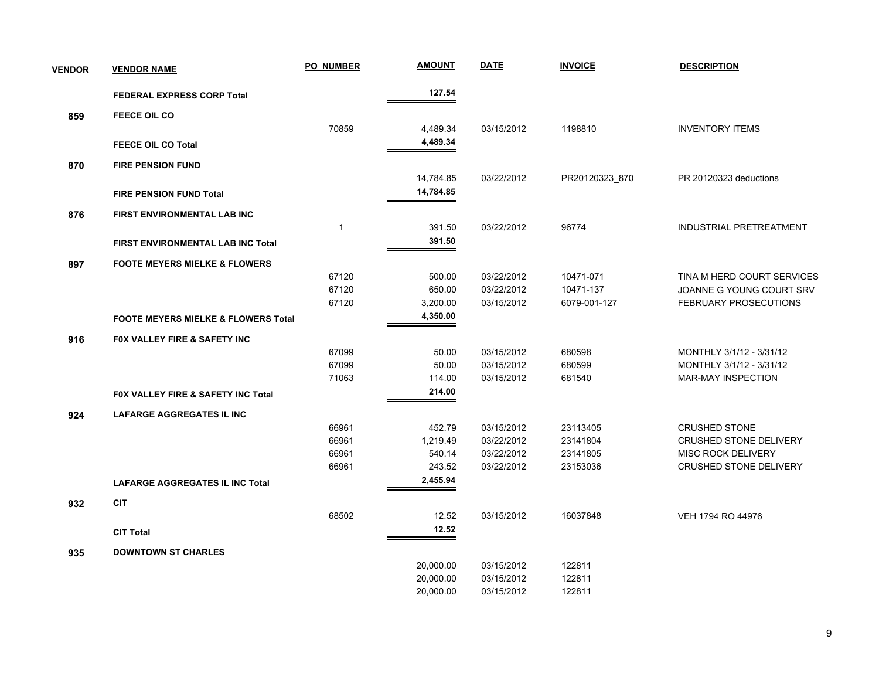| VENDOR | VENDOR NAME | PO_NUMBER | AMOUNT | DATE | INVOICE | DESCRIPTION |
|---|---|---|---|---|---|---|
| | **FEDERAL EXPRESS CORP Total** | | **127.54** | | | |
| **859** | **FEECE OIL CO** | | | | | |
| | | 70859 | 4,489.34 | 03/15/2012 | 1198810 | INVENTORY ITEMS |
| | **FEECE OIL CO Total** | | **4,489.34** | | | |
| **870** | **FIRE PENSION FUND** | | | | | |
| | | | 14,784.85 | 03/22/2012 | PR20120323_870 | PR 20120323 deductions |
| | **FIRE PENSION FUND Total** | | **14,784.85** | | | |
| **876** | **FIRST ENVIRONMENTAL LAB INC** | | | | | |
| | | 1 | 391.50 | 03/22/2012 | 96774 | INDUSTRIAL PRETREATMENT |
| | **FIRST ENVIRONMENTAL LAB INC Total** | | **391.50** | | | |
| **897** | **FOOTE MEYERS MIELKE & FLOWERS** | | | | | |
| | | 67120 | 500.00 | 03/22/2012 | 10471-071 | TINA M HERD COURT SERVICES |
| | | 67120 | 650.00 | 03/22/2012 | 10471-137 | JOANNE G YOUNG COURT SRV |
| | | 67120 | 3,200.00 | 03/15/2012 | 6079-001-127 | FEBRUARY PROSECUTIONS |
| | **FOOTE MEYERS MIELKE & FLOWERS Total** | | **4,350.00** | | | |
| **916** | **F0X VALLEY FIRE & SAFETY INC** | | | | | |
| | | 67099 | 50.00 | 03/15/2012 | 680598 | MONTHLY 3/1/12 - 3/31/12 |
| | | 67099 | 50.00 | 03/15/2012 | 680599 | MONTHLY 3/1/12 - 3/31/12 |
| | | 71063 | 114.00 | 03/15/2012 | 681540 | MAR-MAY INSPECTION |
| | **F0X VALLEY FIRE & SAFETY INC Total** | | **214.00** | | | |
| **924** | **LAFARGE AGGREGATES IL INC** | | | | | |
| | | 66961 | 452.79 | 03/15/2012 | 23113405 | CRUSHED STONE |
| | | 66961 | 1,219.49 | 03/22/2012 | 23141804 | CRUSHED STONE DELIVERY |
| | | 66961 | 540.14 | 03/22/2012 | 23141805 | MISC ROCK DELIVERY |
| | | 66961 | 243.52 | 03/22/2012 | 23153036 | CRUSHED STONE DELIVERY |
| | **LAFARGE AGGREGATES IL INC Total** | | **2,455.94** | | | |
| **932** | **CIT** | | | | | |
| | | 68502 | 12.52 | 03/15/2012 | 16037848 | VEH 1794 RO 44976 |
| | **CIT Total** | | **12.52** | | | |
| **935** | **DOWNTOWN ST CHARLES** | | | | | |
| | | | 20,000.00 | 03/15/2012 | 122811 | |
| | | | 20,000.00 | 03/15/2012 | 122811 | |
| | | | 20,000.00 | 03/15/2012 | 122811 | |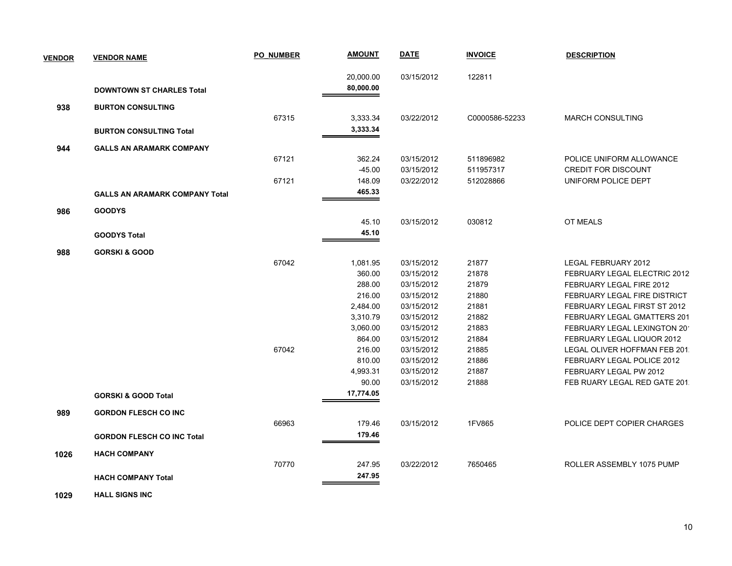| VENDOR | VENDOR NAME | PO_NUMBER | AMOUNT | DATE | INVOICE | DESCRIPTION |
|---|---|---|---|---|---|---|
| | | | 20,000.00 | 03/15/2012 | 122811 | |
| | **DOWNTOWN ST CHARLES Total** | | **80,000.00** | | | |
| **938** | **BURTON CONSULTING** | | | | | |
| | | 67315 | 3,333.34 | 03/22/2012 | C0000586-52233 | MARCH CONSULTING |
| | **BURTON CONSULTING Total** | | **3,333.34** | | | |
| **944** | **GALLS AN ARAMARK COMPANY** | | | | | |
| | | 67121 | 362.24 | 03/15/2012 | 511896982 | POLICE UNIFORM ALLOWANCE |
| | | | -45.00 | 03/15/2012 | 511957317 | CREDIT FOR DISCOUNT |
| | | 67121 | 148.09 | 03/22/2012 | 512028866 | UNIFORM POLICE DEPT |
| | **GALLS AN ARAMARK COMPANY Total** | | **465.33** | | | |
| **986** | **GOODYS** | | | | | |
| | | | 45.10 | 03/15/2012 | 030812 | OT MEALS |
| | **GOODYS Total** | | **45.10** | | | |
| **988** | **GORSKI & GOOD** | | | | | |
| | | 67042 | 1,081.95 | 03/15/2012 | 21877 | LEGAL FEBRUARY 2012 |
| | | | 360.00 | 03/15/2012 | 21878 | FEBRUARY LEGAL ELECTRIC 2012 |
| | | | 288.00 | 03/15/2012 | 21879 | FEBRUARY LEGAL FIRE 2012 |
| | | | 216.00 | 03/15/2012 | 21880 | FEBRUARY LEGAL FIRE DISTRICT |
| | | | 2,484.00 | 03/15/2012 | 21881 | FEBRUARY LEGAL FIRST ST 2012 |
| | | | 3,310.79 | 03/15/2012 | 21882 | FEBRUARY LEGAL GMATTERS 201 |
| | | | 3,060.00 | 03/15/2012 | 21883 | FEBRUARY LEGAL LEXINGTON 20 |
| | | | 864.00 | 03/15/2012 | 21884 | FEBRUARY LEGAL LIQUOR 2012 |
| | | 67042 | 216.00 | 03/15/2012 | 21885 | LEGAL OLIVER HOFFMAN FEB 201 |
| | | | 810.00 | 03/15/2012 | 21886 | FEBRUARY LEGAL POLICE 2012 |
| | | | 4,993.31 | 03/15/2012 | 21887 | FEBRUARY LEGAL PW 2012 |
| | | | 90.00 | 03/15/2012 | 21888 | FEB RUARY LEGAL RED GATE 201 |
| | **GORSKI & GOOD Total** | | **17,774.05** | | | |
| **989** | **GORDON FLESCH CO INC** | | | | | |
| | | 66963 | 179.46 | 03/15/2012 | 1FV865 | POLICE DEPT COPIER CHARGES |
| | **GORDON FLESCH CO INC Total** | | **179.46** | | | |
| **1026** | **HACH COMPANY** | | | | | |
| | | 70770 | 247.95 | 03/22/2012 | 7650465 | ROLLER ASSEMBLY 1075 PUMP |
| | **HACH COMPANY Total** | | **247.95** | | | |
| **1029** | **HALL SIGNS INC** | | | | | |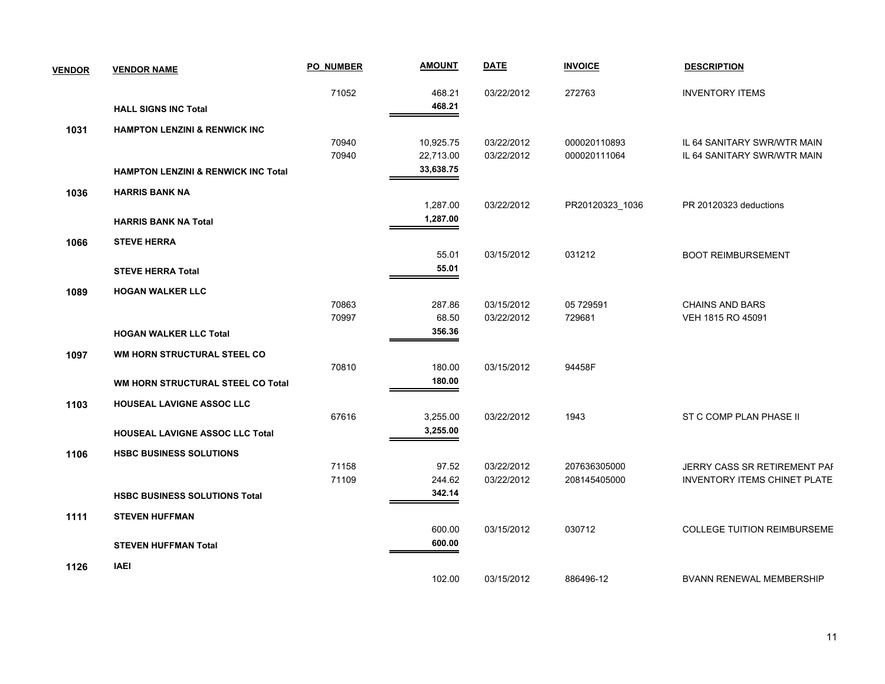| VENDOR | VENDOR NAME | PO_NUMBER | AMOUNT | DATE | INVOICE | DESCRIPTION |
|---|---|---|---|---|---|---|
| | | 71052 | 468.21 | 03/22/2012 | 272763 | INVENTORY ITEMS |
| | **HALL SIGNS INC Total** | | **468.21** | | | |
| **1031** | **HAMPTON LENZINI & RENWICK INC** | | | | | |
| | | 70940 | 10,925.75 | 03/22/2012 | 000020110893 | IL 64 SANITARY SWR/WTR MAIN |
| | | 70940 | 22,713.00 | 03/22/2012 | 000020111064 | IL 64 SANITARY SWR/WTR MAIN |
| | **HAMPTON LENZINI & RENWICK INC Total** | | **33,638.75** | | | |
| **1036** | **HARRIS BANK NA** | | | | | |
| | | | 1,287.00 | 03/22/2012 | PR20120323_1036 | PR 20120323 deductions |
| | **HARRIS BANK NA Total** | | **1,287.00** | | | |
| **1066** | **STEVE HERRA** | | | | | |
| | | | 55.01 | 03/15/2012 | 031212 | BOOT REIMBURSEMENT |
| | **STEVE HERRA Total** | | **55.01** | | | |
| **1089** | **HOGAN WALKER LLC** | | | | | |
| | | 70863 | 287.86 | 03/15/2012 | 05 729591 | CHAINS AND BARS |
| | | 70997 | 68.50 | 03/22/2012 | 729681 | VEH 1815 RO 45091 |
| | **HOGAN WALKER LLC Total** | | **356.36** | | | |
| **1097** | **WM HORN STRUCTURAL STEEL CO** | | | | | |
| | | 70810 | 180.00 | 03/15/2012 | 94458F | |
| | **WM HORN STRUCTURAL STEEL CO Total** | | **180.00** | | | |
| **1103** | **HOUSEAL LAVIGNE ASSOC LLC** | | | | | |
| | | 67616 | 3,255.00 | 03/22/2012 | 1943 | ST C COMP PLAN PHASE II |
| | **HOUSEAL LAVIGNE ASSOC LLC Total** | | **3,255.00** | | | |
| **1106** | **HSBC BUSINESS SOLUTIONS** | | | | | |
| | | 71158 | 97.52 | 03/22/2012 | 207636305000 | JERRY CASS SR RETIREMENT PAF |
| | | 71109 | 244.62 | 03/22/2012 | 208145405000 | INVENTORY ITEMS CHINET PLATE |
| | **HSBC BUSINESS SOLUTIONS Total** | | **342.14** | | | |
| **1111** | **STEVEN HUFFMAN** | | | | | |
| | | | 600.00 | 03/15/2012 | 030712 | COLLEGE TUITION REIMBURSEME |
| | **STEVEN HUFFMAN Total** | | **600.00** | | | |
| **1126** | **IAEI** | | | | | |
| | | | 102.00 | 03/15/2012 | 886496-12 | BVANN RENEWAL MEMBERSHIP |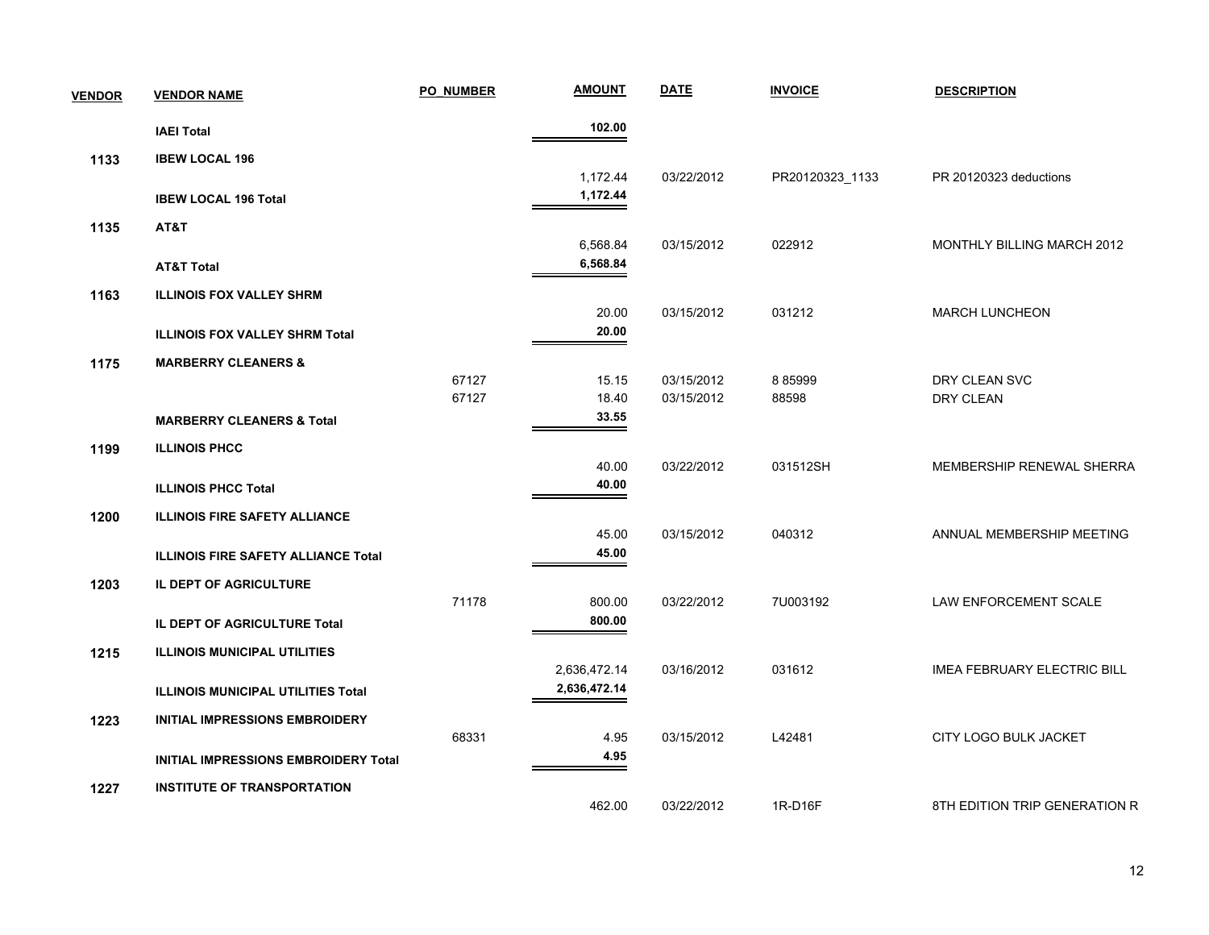| VENDOR | VENDOR NAME | PO_NUMBER | AMOUNT | DATE | INVOICE | DESCRIPTION |
|---|---|---|---|---|---|---|
| | **IAEI Total** | | **102.00** | | | |
| **1133** | **IBEW LOCAL 196** | | | | | |
| | | | 1,172.44 | 03/22/2012 | PR20120323_1133 | PR 20120323 deductions |
| | **IBEW LOCAL 196 Total** | | **1,172.44** | | | |
| **1135** | **AT&T** | | | | | |
| | | | 6,568.84 | 03/15/2012 | 022912 | MONTHLY BILLING MARCH 2012 |
| | **AT&T Total** | | **6,568.84** | | | |
| **1163** | **ILLINOIS FOX VALLEY SHRM** | | | | | |
| | | | 20.00 | 03/15/2012 | 031212 | MARCH LUNCHEON |
| | **ILLINOIS FOX VALLEY SHRM Total** | | **20.00** | | | |
| **1175** | **MARBERRY CLEANERS &** | | | | | |
| | | 67127 | 15.15 | 03/15/2012 | 8 85999 | DRY CLEAN SVC |
| | | 67127 | 18.40 | 03/15/2012 | 88598 | DRY CLEAN |
| | **MARBERRY CLEANERS & Total** | | **33.55** | | | |
| **1199** | **ILLINOIS PHCC** | | | | | |
| | | | 40.00 | 03/22/2012 | 031512SH | MEMBERSHIP RENEWAL SHERRA |
| | **ILLINOIS PHCC Total** | | **40.00** | | | |
| **1200** | **ILLINOIS FIRE SAFETY ALLIANCE** | | | | | |
| | | | 45.00 | 03/15/2012 | 040312 | ANNUAL MEMBERSHIP MEETING |
| | **ILLINOIS FIRE SAFETY ALLIANCE Total** | | **45.00** | | | |
| **1203** | **IL DEPT OF AGRICULTURE** | | | | | |
| | | 71178 | 800.00 | 03/22/2012 | 7U003192 | LAW ENFORCEMENT SCALE |
| | **IL DEPT OF AGRICULTURE Total** | | **800.00** | | | |
| **1215** | **ILLINOIS MUNICIPAL UTILITIES** | | | | | |
| | | | 2,636,472.14 | 03/16/2012 | 031612 | IMEA FEBRUARY ELECTRIC BILL |
| | **ILLINOIS MUNICIPAL UTILITIES Total** | | **2,636,472.14** | | | |
| **1223** | **INITIAL IMPRESSIONS EMBROIDERY** | | | | | |
| | | 68331 | 4.95 | 03/15/2012 | L42481 | CITY LOGO BULK JACKET |
| | **INITIAL IMPRESSIONS EMBROIDERY Total** | | **4.95** | | | |
| **1227** | **INSTITUTE OF TRANSPORTATION** | | | | | |
| | | | 462.00 | 03/22/2012 | 1R-D16F | 8TH EDITION TRIP GENERATION R |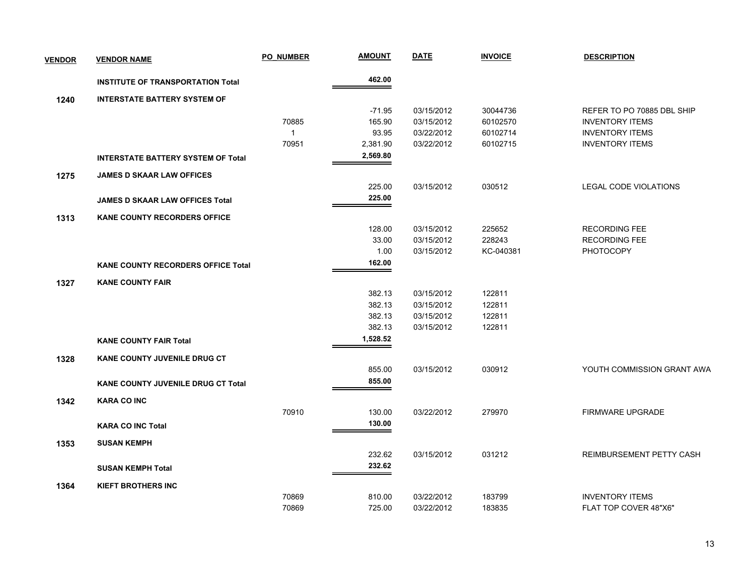| VENDOR | VENDOR NAME | PO_NUMBER | AMOUNT | DATE | INVOICE | DESCRIPTION |
|---|---|---|---|---|---|---|
| | **INSTITUTE OF TRANSPORTATION Total** | | **462.00** | | | |
| **1240** | **INTERSTATE BATTERY SYSTEM OF** | | | | | |
| | | | -71.95 | 03/15/2012 | 30044736 | REFER TO PO 70885 DBL SHIP |
| | | 70885 | 165.90 | 03/15/2012 | 60102570 | INVENTORY ITEMS |
| | | 1 | 93.95 | 03/22/2012 | 60102714 | INVENTORY ITEMS |
| | | 70951 | 2,381.90 | 03/22/2012 | 60102715 | INVENTORY ITEMS |
| | **INTERSTATE BATTERY SYSTEM OF Total** | | **2,569.80** | | | |
| **1275** | **JAMES D SKAAR LAW OFFICES** | | | | | |
| | | | 225.00 | 03/15/2012 | 030512 | LEGAL CODE VIOLATIONS |
| | **JAMES D SKAAR LAW OFFICES Total** | | **225.00** | | | |
| **1313** | **KANE COUNTY RECORDERS OFFICE** | | | | | |
| | | | 128.00 | 03/15/2012 | 225652 | RECORDING FEE |
| | | | 33.00 | 03/15/2012 | 228243 | RECORDING FEE |
| | | | 1.00 | 03/15/2012 | KC-040381 | PHOTOCOPY |
| | **KANE COUNTY RECORDERS OFFICE Total** | | **162.00** | | | |
| **1327** | **KANE COUNTY FAIR** | | | | | |
| | | | 382.13 | 03/15/2012 | 122811 | |
| | | | 382.13 | 03/15/2012 | 122811 | |
| | | | 382.13 | 03/15/2012 | 122811 | |
| | | | 382.13 | 03/15/2012 | 122811 | |
| | **KANE COUNTY FAIR Total** | | **1,528.52** | | | |
| **1328** | **KANE COUNTY JUVENILE DRUG CT** | | | | | |
| | | | 855.00 | 03/15/2012 | 030912 | YOUTH COMMISSION GRANT AWA |
| | **KANE COUNTY JUVENILE DRUG CT Total** | | **855.00** | | | |
| **1342** | **KARA CO INC** | | | | | |
| | | 70910 | 130.00 | 03/22/2012 | 279970 | FIRMWARE UPGRADE |
| | **KARA CO INC Total** | | **130.00** | | | |
| **1353** | **SUSAN KEMPH** | | | | | |
| | | | 232.62 | 03/15/2012 | 031212 | REIMBURSEMENT PETTY CASH |
| | **SUSAN KEMPH Total** | | **232.62** | | | |
| **1364** | **KIEFT BROTHERS INC** | | | | | |
| | | 70869 | 810.00 | 03/22/2012 | 183799 | INVENTORY ITEMS |
| | | 70869 | 725.00 | 03/22/2012 | 183835 | FLAT TOP COVER 48"X6" |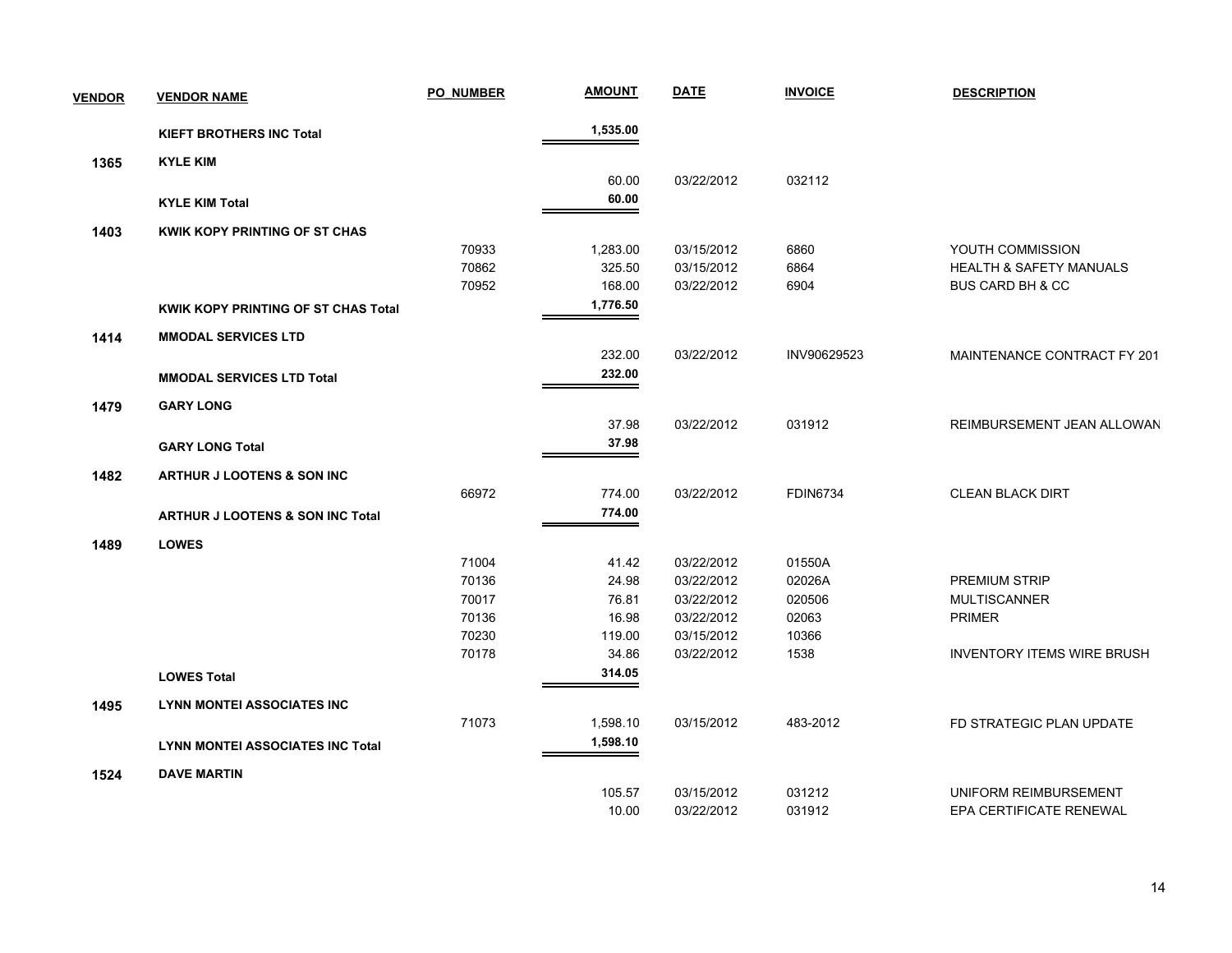| VENDOR | VENDOR NAME | PO_NUMBER | AMOUNT | DATE | INVOICE | DESCRIPTION |
|---|---|---|---|---|---|---|
| | **KIEFT BROTHERS INC Total** | | **1,535.00** | | | |
| **1365** | **KYLE KIM** | | | | | |
| | | | 60.00 | 03/22/2012 | 032112 | |
| | **KYLE KIM Total** | | **60.00** | | | |
| **1403** | **KWIK KOPY PRINTING OF ST CHAS** | | | | | |
| | | 70933 | 1,283.00 | 03/15/2012 | 6860 | YOUTH COMMISSION |
| | | 70862 | 325.50 | 03/15/2012 | 6864 | HEALTH & SAFETY MANUALS |
| | | 70952 | 168.00 | 03/22/2012 | 6904 | BUS CARD BH & CC |
| | **KWIK KOPY PRINTING OF ST CHAS Total** | | **1,776.50** | | | |
| **1414** | **MMODAL SERVICES LTD** | | | | | |
| | | | 232.00 | 03/22/2012 | INV90629523 | MAINTENANCE CONTRACT FY 201 |
| | **MMODAL SERVICES LTD Total** | | **232.00** | | | |
| **1479** | **GARY LONG** | | | | | |
| | | | 37.98 | 03/22/2012 | 031912 | REIMBURSEMENT JEAN ALLOWAN |
| | **GARY LONG Total** | | **37.98** | | | |
| **1482** | **ARTHUR J LOOTENS & SON INC** | | | | | |
| | | 66972 | 774.00 | 03/22/2012 | FDIN6734 | CLEAN BLACK DIRT |
| | **ARTHUR J LOOTENS & SON INC Total** | | **774.00** | | | |
| **1489** | **LOWES** | | | | | |
| | | 71004 | 41.42 | 03/22/2012 | 01550A | |
| | | 70136 | 24.98 | 03/22/2012 | 02026A | PREMIUM STRIP |
| | | 70017 | 76.81 | 03/22/2012 | 020506 | MULTISCANNER |
| | | 70136 | 16.98 | 03/22/2012 | 02063 | PRIMER |
| | | 70230 | 119.00 | 03/15/2012 | 10366 | |
| | | 70178 | 34.86 | 03/22/2012 | 1538 | INVENTORY ITEMS WIRE BRUSH |
| | **LOWES Total** | | **314.05** | | | |
| **1495** | **LYNN MONTEI ASSOCIATES INC** | | | | | |
| | | 71073 | 1,598.10 | 03/15/2012 | 483-2012 | FD STRATEGIC PLAN UPDATE |
| | **LYNN MONTEI ASSOCIATES INC Total** | | **1,598.10** | | | |
| **1524** | **DAVE MARTIN** | | | | | |
| | | | 105.57 | 03/15/2012 | 031212 | UNIFORM REIMBURSEMENT |
| | | | 10.00 | 03/22/2012 | 031912 | EPA CERTIFICATE RENEWAL |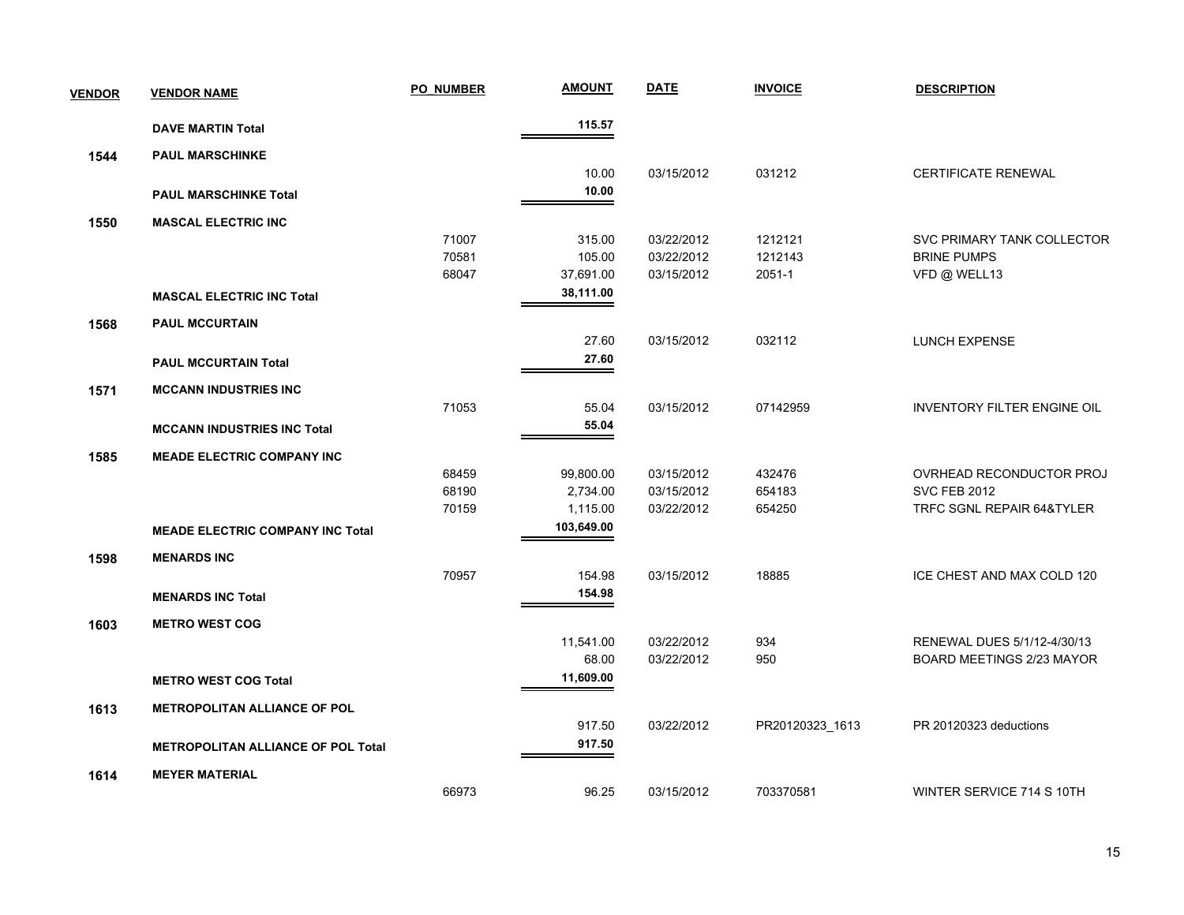| VENDOR | VENDOR NAME | PO_NUMBER | AMOUNT | DATE | INVOICE | DESCRIPTION |
|---|---|---|---|---|---|---|
| | **DAVE MARTIN Total** | | **115.57** | | | |
| 1544 | **PAUL MARSCHINKE** | | | | | |
| | | | 10.00 | 03/15/2012 | 031212 | CERTIFICATE RENEWAL |
| | **PAUL MARSCHINKE Total** | | **10.00** | | | |
| 1550 | **MASCAL ELECTRIC INC** | | | | | |
| | | 71007 | 315.00 | 03/22/2012 | 1212121 | SVC PRIMARY TANK COLLECTOR |
| | | 70581 | 105.00 | 03/22/2012 | 1212143 | BRINE PUMPS |
| | | 68047 | 37,691.00 | 03/15/2012 | 2051-1 | VFD @ WELL13 |
| | **MASCAL ELECTRIC INC Total** | | **38,111.00** | | | |
| 1568 | **PAUL MCCURTAIN** | | | | | |
| | | | 27.60 | 03/15/2012 | 032112 | LUNCH EXPENSE |
| | **PAUL MCCURTAIN Total** | | **27.60** | | | |
| 1571 | **MCCANN INDUSTRIES INC** | | | | | |
| | | 71053 | 55.04 | 03/15/2012 | 07142959 | INVENTORY FILTER ENGINE OIL |
| | **MCCANN INDUSTRIES INC Total** | | **55.04** | | | |
| 1585 | **MEADE ELECTRIC COMPANY INC** | | | | | |
| | | 68459 | 99,800.00 | 03/15/2012 | 432476 | OVRHEAD RECONDUCTOR PROJ |
| | | 68190 | 2,734.00 | 03/15/2012 | 654183 | SVC FEB 2012 |
| | | 70159 | 1,115.00 | 03/22/2012 | 654250 | TRFC SGNL REPAIR 64&TYLER |
| | **MEADE ELECTRIC COMPANY INC Total** | | **103,649.00** | | | |
| 1598 | **MENARDS INC** | | | | | |
| | | 70957 | 154.98 | 03/15/2012 | 18885 | ICE CHEST AND MAX COLD 120 |
| | **MENARDS INC Total** | | **154.98** | | | |
| 1603 | **METRO WEST COG** | | | | | |
| | | | 11,541.00 | 03/22/2012 | 934 | RENEWAL DUES 5/1/12-4/30/13 |
| | | | 68.00 | 03/22/2012 | 950 | BOARD MEETINGS 2/23 MAYOR |
| | **METRO WEST COG Total** | | **11,609.00** | | | |
| 1613 | **METROPOLITAN ALLIANCE OF POL** | | | | | |
| | | | 917.50 | 03/22/2012 | PR20120323_1613 | PR 20120323 deductions |
| | **METROPOLITAN ALLIANCE OF POL Total** | | **917.50** | | | |
| 1614 | **MEYER MATERIAL** | | | | | |
| | | 66973 | 96.25 | 03/15/2012 | 703370581 | WINTER SERVICE 714 S 10TH |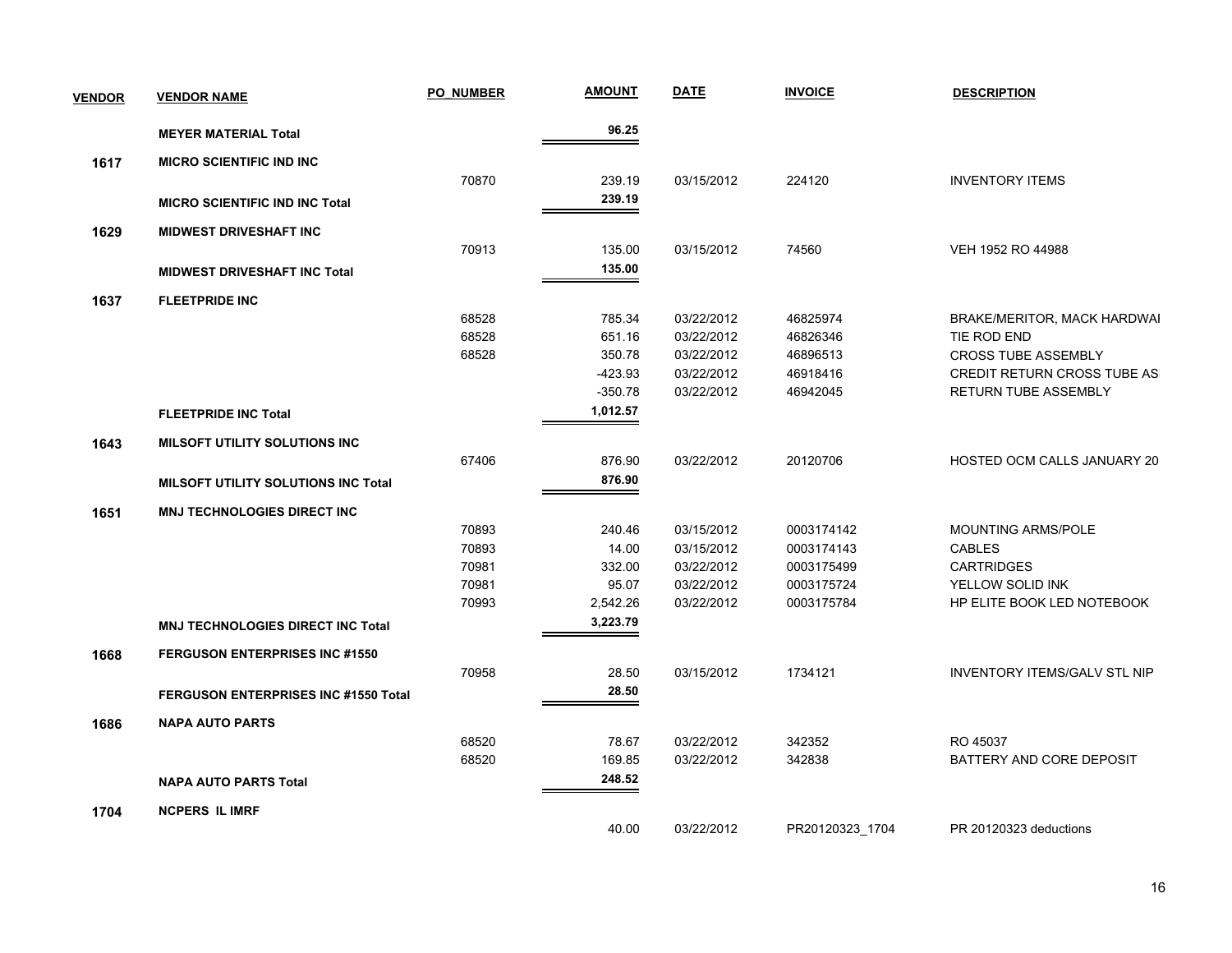| VENDOR | VENDOR NAME | PO_NUMBER | AMOUNT | DATE | INVOICE | DESCRIPTION |
|---|---|---|---|---|---|---|
| | **MEYER MATERIAL Total** | | **96.25** | | | |
| **1617** | **MICRO SCIENTIFIC IND INC** | | | | | |
| | | 70870 | 239.19 | 03/15/2012 | 224120 | INVENTORY ITEMS |
| | **MICRO SCIENTIFIC IND INC Total** | | **239.19** | | | |
| **1629** | **MIDWEST DRIVESHAFT INC** | | | | | |
| | | 70913 | 135.00 | 03/15/2012 | 74560 | VEH 1952 RO 44988 |
| | **MIDWEST DRIVESHAFT INC Total** | | **135.00** | | | |
| **1637** | **FLEETPRIDE INC** | | | | | |
| | | 68528 | 785.34 | 03/22/2012 | 46825974 | BRAKE/MERITOR, MACK HARDWAI |
| | | 68528 | 651.16 | 03/22/2012 | 46826346 | TIE ROD END |
| | | 68528 | 350.78 | 03/22/2012 | 46896513 | CROSS TUBE ASSEMBLY |
| | | | -423.93 | 03/22/2012 | 46918416 | CREDIT RETURN CROSS TUBE AS |
| | | | -350.78 | 03/22/2012 | 46942045 | RETURN TUBE ASSEMBLY |
| | **FLEETPRIDE INC Total** | | **1,012.57** | | | |
| **1643** | **MILSOFT UTILITY SOLUTIONS INC** | | | | | |
| | | 67406 | 876.90 | 03/22/2012 | 20120706 | HOSTED OCM CALLS JANUARY 20 |
| | **MILSOFT UTILITY SOLUTIONS INC Total** | | **876.90** | | | |
| **1651** | **MNJ TECHNOLOGIES DIRECT INC** | | | | | |
| | | 70893 | 240.46 | 03/15/2012 | 0003174142 | MOUNTING ARMS/POLE |
| | | 70893 | 14.00 | 03/15/2012 | 0003174143 | CABLES |
| | | 70981 | 332.00 | 03/22/2012 | 0003175499 | CARTRIDGES |
| | | 70981 | 95.07 | 03/22/2012 | 0003175724 | YELLOW SOLID INK |
| | | 70993 | 2,542.26 | 03/22/2012 | 0003175784 | HP ELITE BOOK LED NOTEBOOK |
| | **MNJ TECHNOLOGIES DIRECT INC Total** | | **3,223.79** | | | |
| **1668** | **FERGUSON ENTERPRISES INC #1550** | | | | | |
| | | 70958 | 28.50 | 03/15/2012 | 1734121 | INVENTORY ITEMS/GALV STL NIP |
| | **FERGUSON ENTERPRISES INC #1550 Total** | | **28.50** | | | |
| **1686** | **NAPA AUTO PARTS** | | | | | |
| | | 68520 | 78.67 | 03/22/2012 | 342352 | RO 45037 |
| | | 68520 | 169.85 | 03/22/2012 | 342838 | BATTERY AND CORE DEPOSIT |
| | **NAPA AUTO PARTS Total** | | **248.52** | | | |
| **1704** | **NCPERS IL IMRF** | | | | | |
| | | | 40.00 | 03/22/2012 | PR20120323_1704 | PR 20120323 deductions |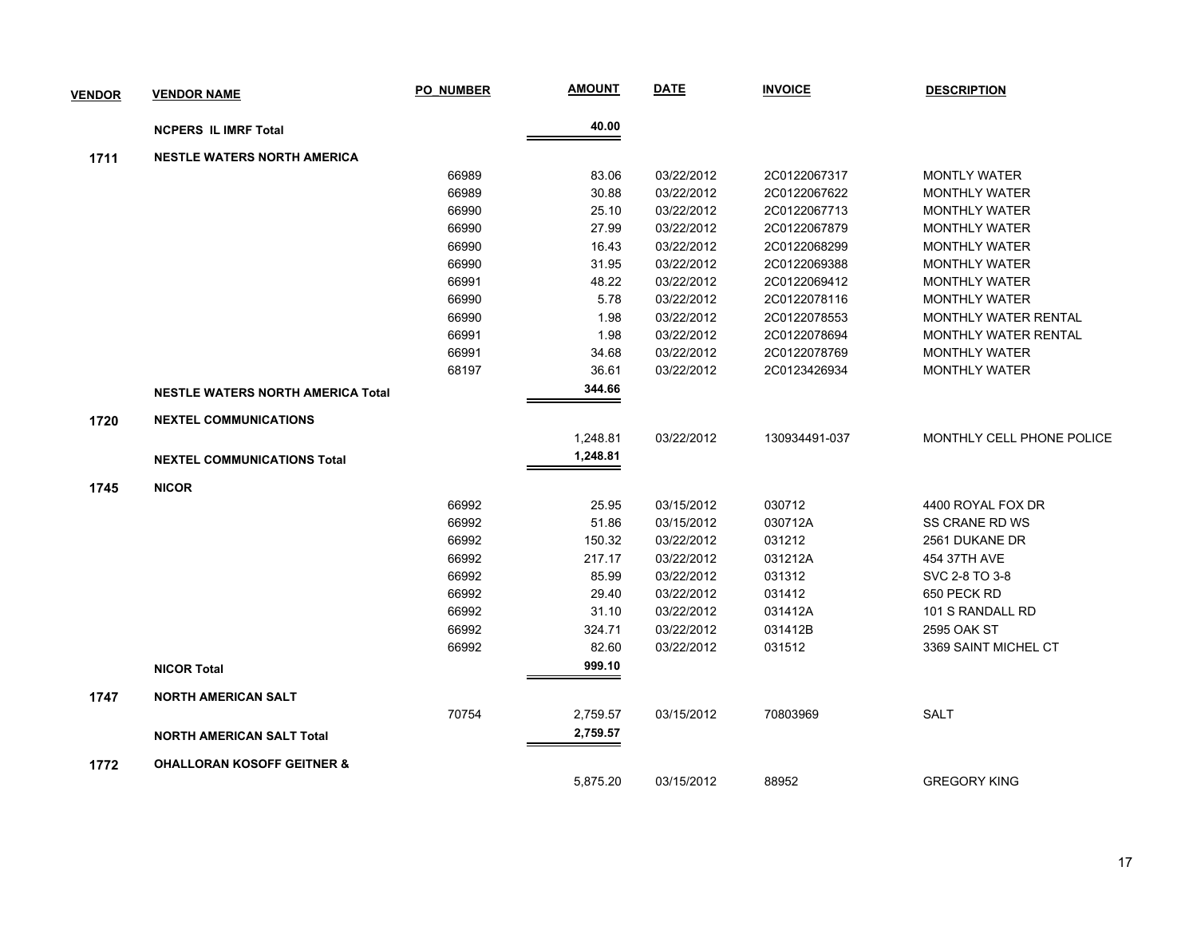| VENDOR | VENDOR NAME | PO_NUMBER | AMOUNT | DATE | INVOICE | DESCRIPTION |
|---|---|---|---|---|---|---|
| | **NCPERS IL IMRF Total** | | **40.00** | | | |
| **1711** | **NESTLE WATERS NORTH AMERICA** | | | | | |
| | | 66989 | 83.06 | 03/22/2012 | 2C0122067317 | MONTLY WATER |
| | | 66989 | 30.88 | 03/22/2012 | 2C0122067622 | MONTHLY WATER |
| | | 66990 | 25.10 | 03/22/2012 | 2C0122067713 | MONTHLY WATER |
| | | 66990 | 27.99 | 03/22/2012 | 2C0122067879 | MONTHLY WATER |
| | | 66990 | 16.43 | 03/22/2012 | 2C0122068299 | MONTHLY WATER |
| | | 66990 | 31.95 | 03/22/2012 | 2C0122069388 | MONTHLY WATER |
| | | 66991 | 48.22 | 03/22/2012 | 2C0122069412 | MONTHLY WATER |
| | | 66990 | 5.78 | 03/22/2012 | 2C0122078116 | MONTHLY WATER |
| | | 66990 | 1.98 | 03/22/2012 | 2C0122078553 | MONTHLY WATER RENTAL |
| | | 66991 | 1.98 | 03/22/2012 | 2C0122078694 | MONTHLY WATER RENTAL |
| | | 66991 | 34.68 | 03/22/2012 | 2C0122078769 | MONTHLY WATER |
| | | 68197 | 36.61 | 03/22/2012 | 2C0123426934 | MONTHLY WATER |
| | **NESTLE WATERS NORTH AMERICA Total** | | **344.66** | | | |
| **1720** | **NEXTEL COMMUNICATIONS** | | | | | |
| | | | 1,248.81 | 03/22/2012 | 130934491-037 | MONTHLY CELL PHONE POLICE |
| | **NEXTEL COMMUNICATIONS Total** | | **1,248.81** | | | |
| **1745** | **NICOR** | | | | | |
| | | 66992 | 25.95 | 03/15/2012 | 030712 | 4400 ROYAL FOX DR |
| | | 66992 | 51.86 | 03/15/2012 | 030712A | SS CRANE RD WS |
| | | 66992 | 150.32 | 03/22/2012 | 031212 | 2561 DUKANE DR |
| | | 66992 | 217.17 | 03/22/2012 | 031212A | 454 37TH AVE |
| | | 66992 | 85.99 | 03/22/2012 | 031312 | SVC 2-8 TO 3-8 |
| | | 66992 | 29.40 | 03/22/2012 | 031412 | 650 PECK RD |
| | | 66992 | 31.10 | 03/22/2012 | 031412A | 101 S RANDALL RD |
| | | 66992 | 324.71 | 03/22/2012 | 031412B | 2595 OAK ST |
| | | 66992 | 82.60 | 03/22/2012 | 031512 | 3369 SAINT MICHEL CT |
| | **NICOR Total** | | **999.10** | | | |
| **1747** | **NORTH AMERICAN SALT** | | | | | |
| | | 70754 | 2,759.57 | 03/15/2012 | 70803969 | SALT |
| | **NORTH AMERICAN SALT Total** | | **2,759.57** | | | |
| **1772** | **OHALLORAN KOSOFF GEITNER &** | | | | | |
| | | | 5,875.20 | 03/15/2012 | 88952 | GREGORY KING |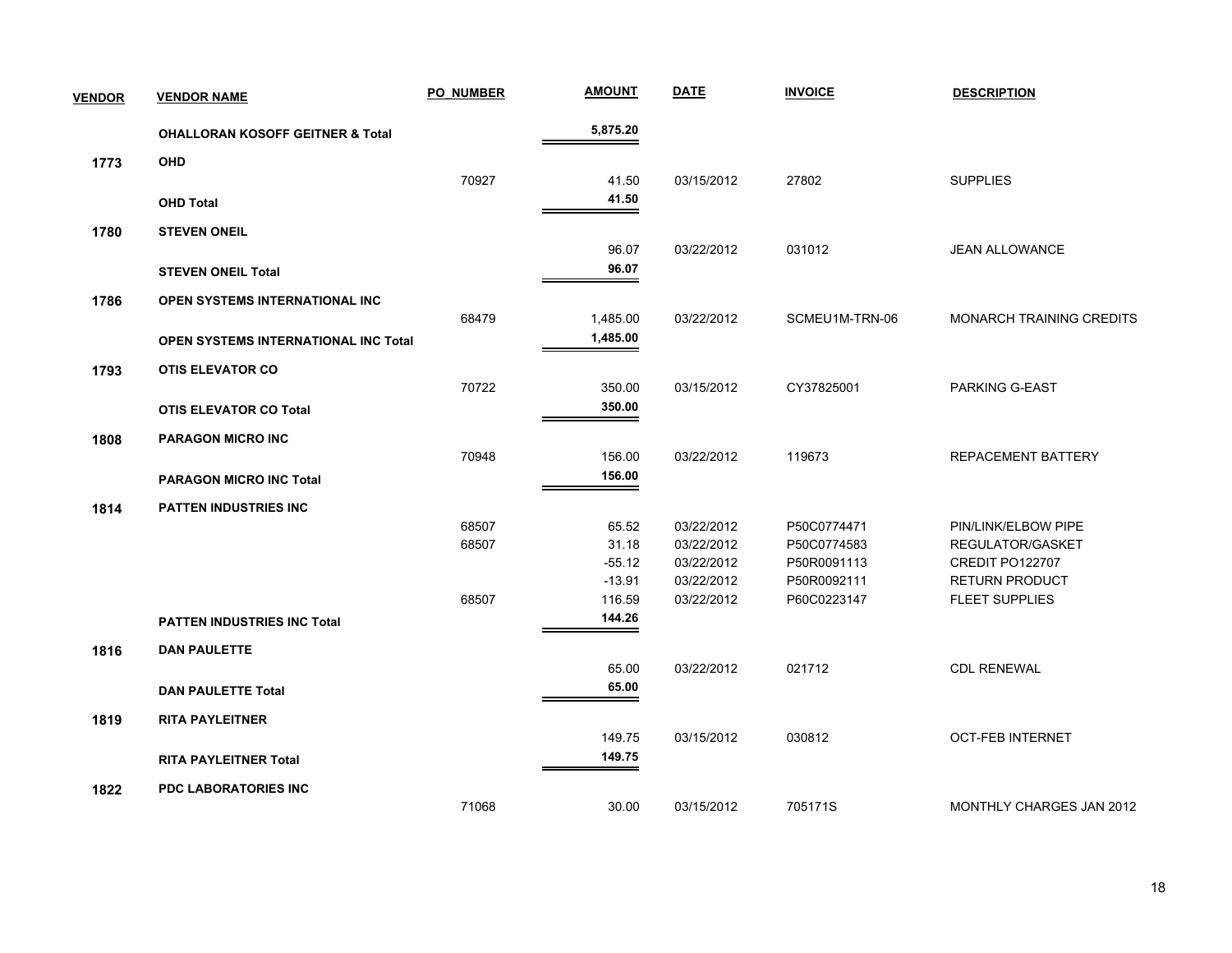| VENDOR | VENDOR NAME | PO_NUMBER | AMOUNT | DATE | INVOICE | DESCRIPTION |
|---|---|---|---|---|---|---|
| | **OHALLORAN KOSOFF GEITNER & Total** | | **5,875.20** | | | |
| **1773** | **OHD** | | | | | |
| | | 70927 | 41.50 | 03/15/2012 | 27802 | SUPPLIES |
| | **OHD Total** | | **41.50** | | | |
| **1780** | **STEVEN ONEIL** | | | | | |
| | | | 96.07 | 03/22/2012 | 031012 | JEAN ALLOWANCE |
| | **STEVEN ONEIL Total** | | **96.07** | | | |
| **1786** | **OPEN SYSTEMS INTERNATIONAL INC** | | | | | |
| | | 68479 | 1,485.00 | 03/22/2012 | SCMEU1M-TRN-06 | MONARCH TRAINING CREDITS |
| | **OPEN SYSTEMS INTERNATIONAL INC Total** | | **1,485.00** | | | |
| **1793** | **OTIS ELEVATOR CO** | | | | | |
| | | 70722 | 350.00 | 03/15/2012 | CY37825001 | PARKING G-EAST |
| | **OTIS ELEVATOR CO Total** | | **350.00** | | | |
| **1808** | **PARAGON MICRO INC** | | | | | |
| | | 70948 | 156.00 | 03/22/2012 | 119673 | REPACEMENT BATTERY |
| | **PARAGON MICRO INC Total** | | **156.00** | | | |
| **1814** | **PATTEN INDUSTRIES INC** | | | | | |
| | | 68507 | 65.52 | 03/22/2012 | P50C0774471 | PIN/LINK/ELBOW PIPE |
| | | 68507 | 31.18 | 03/22/2012 | P50C0774583 | REGULATOR/GASKET |
| | | | -55.12 | 03/22/2012 | P50R0091113 | CREDIT PO122707 |
| | | | -13.91 | 03/22/2012 | P50R0092111 | RETURN PRODUCT |
| | | 68507 | 116.59 | 03/22/2012 | P60C0223147 | FLEET SUPPLIES |
| | **PATTEN INDUSTRIES INC Total** | | **144.26** | | | |
| **1816** | **DAN PAULETTE** | | | | | |
| | | | 65.00 | 03/22/2012 | 021712 | CDL RENEWAL |
| | **DAN PAULETTE Total** | | **65.00** | | | |
| **1819** | **RITA PAYLEITNER** | | | | | |
| | | | 149.75 | 03/15/2012 | 030812 | OCT-FEB INTERNET |
| | **RITA PAYLEITNER Total** | | **149.75** | | | |
| **1822** | **PDC LABORATORIES INC** | | | | | |
| | | 71068 | 30.00 | 03/15/2012 | 705171S | MONTHLY CHARGES JAN 2012 |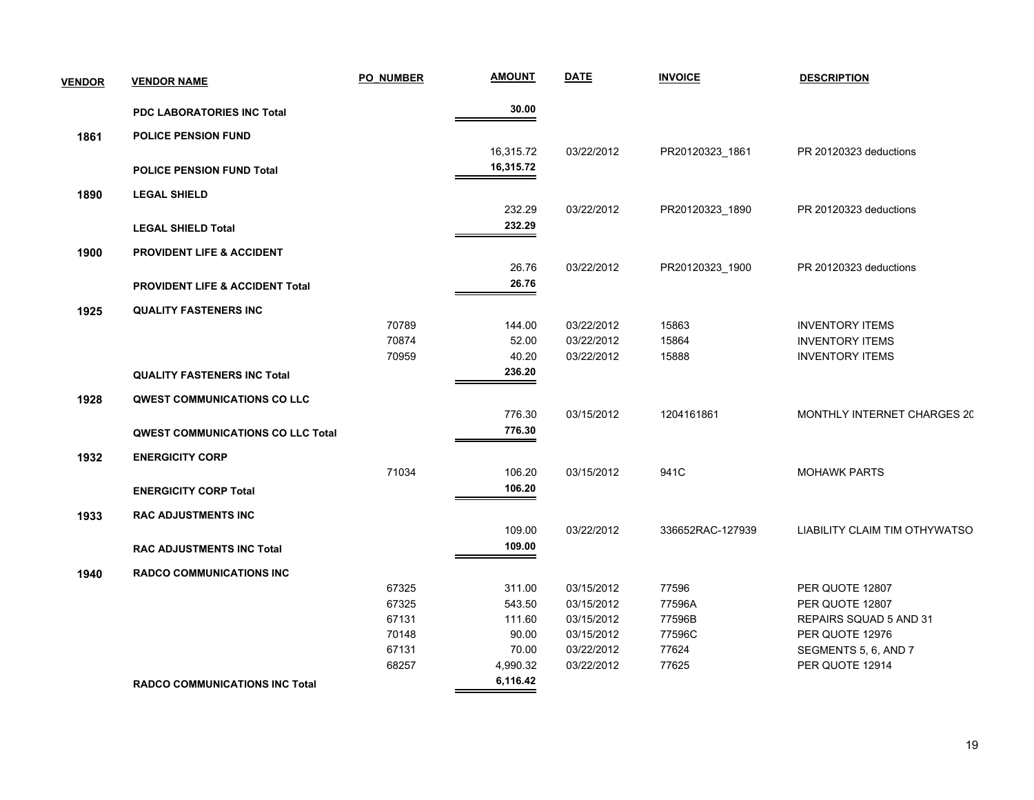| VENDOR | VENDOR NAME | PO_NUMBER | AMOUNT | DATE | INVOICE | DESCRIPTION |
|---|---|---|---|---|---|---|
| | **PDC LABORATORIES INC Total** | | **30.00** | | | |
| **1861** | **POLICE PENSION FUND** | | | | | |
| | | | 16,315.72 | 03/22/2012 | PR20120323_1861 | PR 20120323 deductions |
| | **POLICE PENSION FUND Total** | | **16,315.72** | | | |
| **1890** | **LEGAL SHIELD** | | | | | |
| | | | 232.29 | 03/22/2012 | PR20120323_1890 | PR 20120323 deductions |
| | **LEGAL SHIELD Total** | | **232.29** | | | |
| **1900** | **PROVIDENT LIFE & ACCIDENT** | | | | | |
| | | | 26.76 | 03/22/2012 | PR20120323_1900 | PR 20120323 deductions |
| | **PROVIDENT LIFE & ACCIDENT Total** | | **26.76** | | | |
| **1925** | **QUALITY FASTENERS INC** | | | | | |
| | | 70789 | 144.00 | 03/22/2012 | 15863 | INVENTORY ITEMS |
| | | 70874 | 52.00 | 03/22/2012 | 15864 | INVENTORY ITEMS |
| | | 70959 | 40.20 | 03/22/2012 | 15888 | INVENTORY ITEMS |
| | **QUALITY FASTENERS INC Total** | | **236.20** | | | |
| **1928** | **QWEST COMMUNICATIONS CO LLC** | | | | | |
| | | | 776.30 | 03/15/2012 | 1204161861 | MONTHLY INTERNET CHARGES 20 |
| | **QWEST COMMUNICATIONS CO LLC Total** | | **776.30** | | | |
| **1932** | **ENERGICITY CORP** | | | | | |
| | | 71034 | 106.20 | 03/15/2012 | 941C | MOHAWK PARTS |
| | **ENERGICITY CORP Total** | | **106.20** | | | |
| **1933** | **RAC ADJUSTMENTS INC** | | | | | |
| | | | 109.00 | 03/22/2012 | 336652RAC-127939 | LIABILITY CLAIM TIM OTHYWATSO |
| | **RAC ADJUSTMENTS INC Total** | | **109.00** | | | |
| **1940** | **RADCO COMMUNICATIONS INC** | | | | | |
| | | 67325 | 311.00 | 03/15/2012 | 77596 | PER QUOTE 12807 |
| | | 67325 | 543.50 | 03/15/2012 | 77596A | PER QUOTE 12807 |
| | | 67131 | 111.60 | 03/15/2012 | 77596B | REPAIRS SQUAD 5 AND 31 |
| | | 70148 | 90.00 | 03/15/2012 | 77596C | PER QUOTE 12976 |
| | | 67131 | 70.00 | 03/22/2012 | 77624 | SEGMENTS 5, 6, AND 7 |
| | | 68257 | 4,990.32 | 03/22/2012 | 77625 | PER QUOTE 12914 |
| | **RADCO COMMUNICATIONS INC Total** | | **6,116.42** | | | |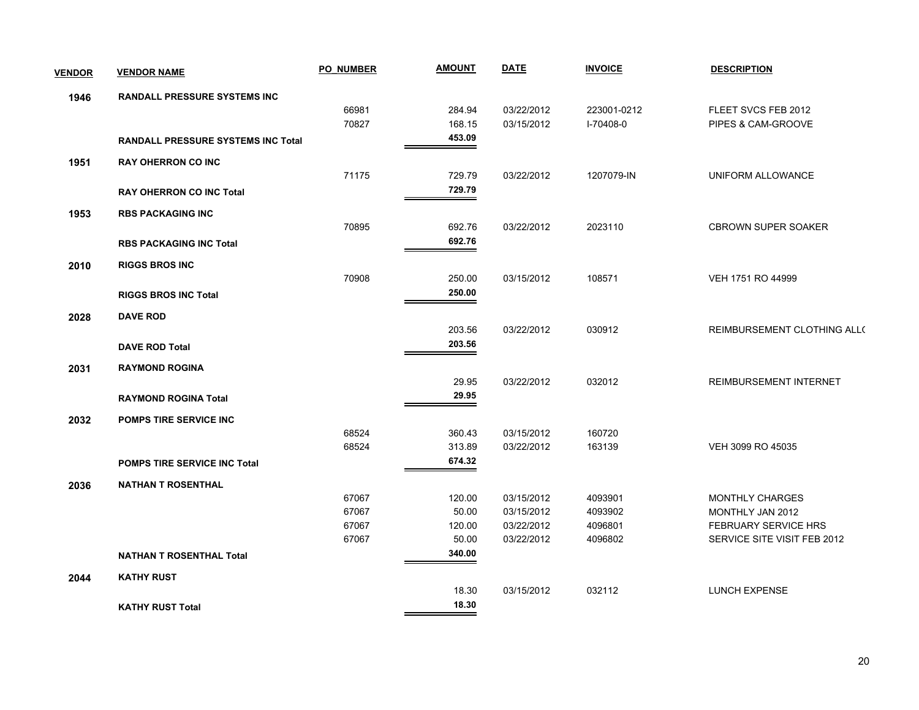| VENDOR | VENDOR NAME | PO_NUMBER | AMOUNT | DATE | INVOICE | DESCRIPTION |
|---|---|---|---|---|---|---|
| 1946 | RANDALL PRESSURE SYSTEMS INC | | | | | |
| | | 66981 | 284.94 | 03/22/2012 | 223001-0212 | FLEET SVCS FEB 2012 |
| | | 70827 | 168.15 | 03/15/2012 | I-70408-0 | PIPES & CAM-GROOVE |
| | **RANDALL PRESSURE SYSTEMS INC Total** | | **453.09** | | | |
| 1951 | RAY OHERRON CO INC | | | | | |
| | | 71175 | 729.79 | 03/22/2012 | 1207079-IN | UNIFORM ALLOWANCE |
| | **RAY OHERRON CO INC Total** | | **729.79** | | | |
| 1953 | RBS PACKAGING INC | | | | | |
| | | 70895 | 692.76 | 03/22/2012 | 2023110 | CBROWN SUPER SOAKER |
| | **RBS PACKAGING INC Total** | | **692.76** | | | |
| 2010 | RIGGS BROS INC | | | | | |
| | | 70908 | 250.00 | 03/15/2012 | 108571 | VEH 1751 RO 44999 |
| | **RIGGS BROS INC Total** | | **250.00** | | | |
| 2028 | DAVE ROD | | | | | |
| | | | 203.56 | 03/22/2012 | 030912 | REIMBURSEMENT CLOTHING ALL( |
| | **DAVE ROD Total** | | **203.56** | | | |
| 2031 | RAYMOND ROGINA | | | | | |
| | | | 29.95 | 03/22/2012 | 032012 | REIMBURSEMENT INTERNET |
| | **RAYMOND ROGINA Total** | | **29.95** | | | |
| 2032 | POMPS TIRE SERVICE INC | | | | | |
| | | 68524 | 360.43 | 03/15/2012 | 160720 | |
| | | 68524 | 313.89 | 03/22/2012 | 163139 | VEH 3099 RO 45035 |
| | **POMPS TIRE SERVICE INC Total** | | **674.32** | | | |
| 2036 | NATHAN T ROSENTHAL | | | | | |
| | | 67067 | 120.00 | 03/15/2012 | 4093901 | MONTHLY CHARGES |
| | | 67067 | 50.00 | 03/15/2012 | 4093902 | MONTHLY JAN 2012 |
| | | 67067 | 120.00 | 03/22/2012 | 4096801 | FEBRUARY SERVICE HRS |
| | | 67067 | 50.00 | 03/22/2012 | 4096802 | SERVICE SITE VISIT FEB 2012 |
| | **NATHAN T ROSENTHAL Total** | | **340.00** | | | |
| 2044 | KATHY RUST | | | | | |
| | | | 18.30 | 03/15/2012 | 032112 | LUNCH EXPENSE |
| | **KATHY RUST Total** | | **18.30** | | | |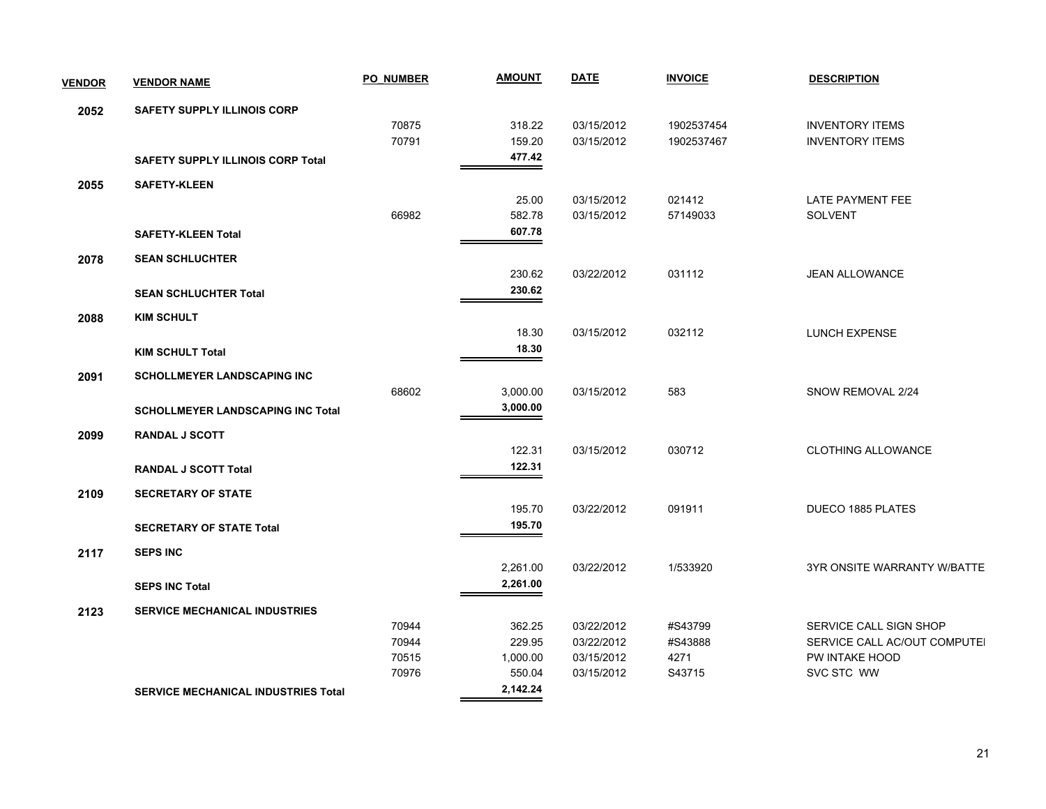| VENDOR | VENDOR NAME | PO_NUMBER | AMOUNT | DATE | INVOICE | DESCRIPTION |
|---|---|---|---|---|---|---|
| 2052 | SAFETY SUPPLY ILLINOIS CORP | | | | | |
| | | 70875 | 318.22 | 03/15/2012 | 1902537454 | INVENTORY ITEMS |
| | | 70791 | 159.20 | 03/15/2012 | 1902537467 | INVENTORY ITEMS |
| | **SAFETY SUPPLY ILLINOIS CORP Total** | | **477.42** | | | |
| 2055 | SAFETY-KLEEN | | | | | |
| | | | 25.00 | 03/15/2012 | 021412 | LATE PAYMENT FEE |
| | | 66982 | 582.78 | 03/15/2012 | 57149033 | SOLVENT |
| | **SAFETY-KLEEN Total** | | **607.78** | | | |
| 2078 | SEAN SCHLUCHTER | | | | | |
| | | | 230.62 | 03/22/2012 | 031112 | JEAN ALLOWANCE |
| | **SEAN SCHLUCHTER Total** | | **230.62** | | | |
| 2088 | KIM SCHULT | | | | | |
| | | | 18.30 | 03/15/2012 | 032112 | LUNCH EXPENSE |
| | **KIM SCHULT Total** | | **18.30** | | | |
| 2091 | SCHOLLMEYER LANDSCAPING INC | | | | | |
| | | 68602 | 3,000.00 | 03/15/2012 | 583 | SNOW REMOVAL 2/24 |
| | **SCHOLLMEYER LANDSCAPING INC Total** | | **3,000.00** | | | |
| 2099 | RANDAL J SCOTT | | | | | |
| | | | 122.31 | 03/15/2012 | 030712 | CLOTHING ALLOWANCE |
| | **RANDAL J SCOTT Total** | | **122.31** | | | |
| 2109 | SECRETARY OF STATE | | | | | |
| | | | 195.70 | 03/22/2012 | 091911 | DUECO 1885 PLATES |
| | **SECRETARY OF STATE Total** | | **195.70** | | | |
| 2117 | SEPS INC | | | | | |
| | | | 2,261.00 | 03/22/2012 | 1/533920 | 3YR ONSITE WARRANTY W/BATTE |
| | **SEPS INC Total** | | **2,261.00** | | | |
| 2123 | SERVICE MECHANICAL INDUSTRIES | | | | | |
| | | 70944 | 362.25 | 03/22/2012 | #S43799 | SERVICE CALL SIGN SHOP |
| | | 70944 | 229.95 | 03/22/2012 | #S43888 | SERVICE CALL AC/OUT COMPUTEI |
| | | 70515 | 1,000.00 | 03/15/2012 | 4271 | PW INTAKE HOOD |
| | | 70976 | 550.04 | 03/15/2012 | S43715 | SVC STC WW |
| | **SERVICE MECHANICAL INDUSTRIES Total** | | **2,142.24** | | | |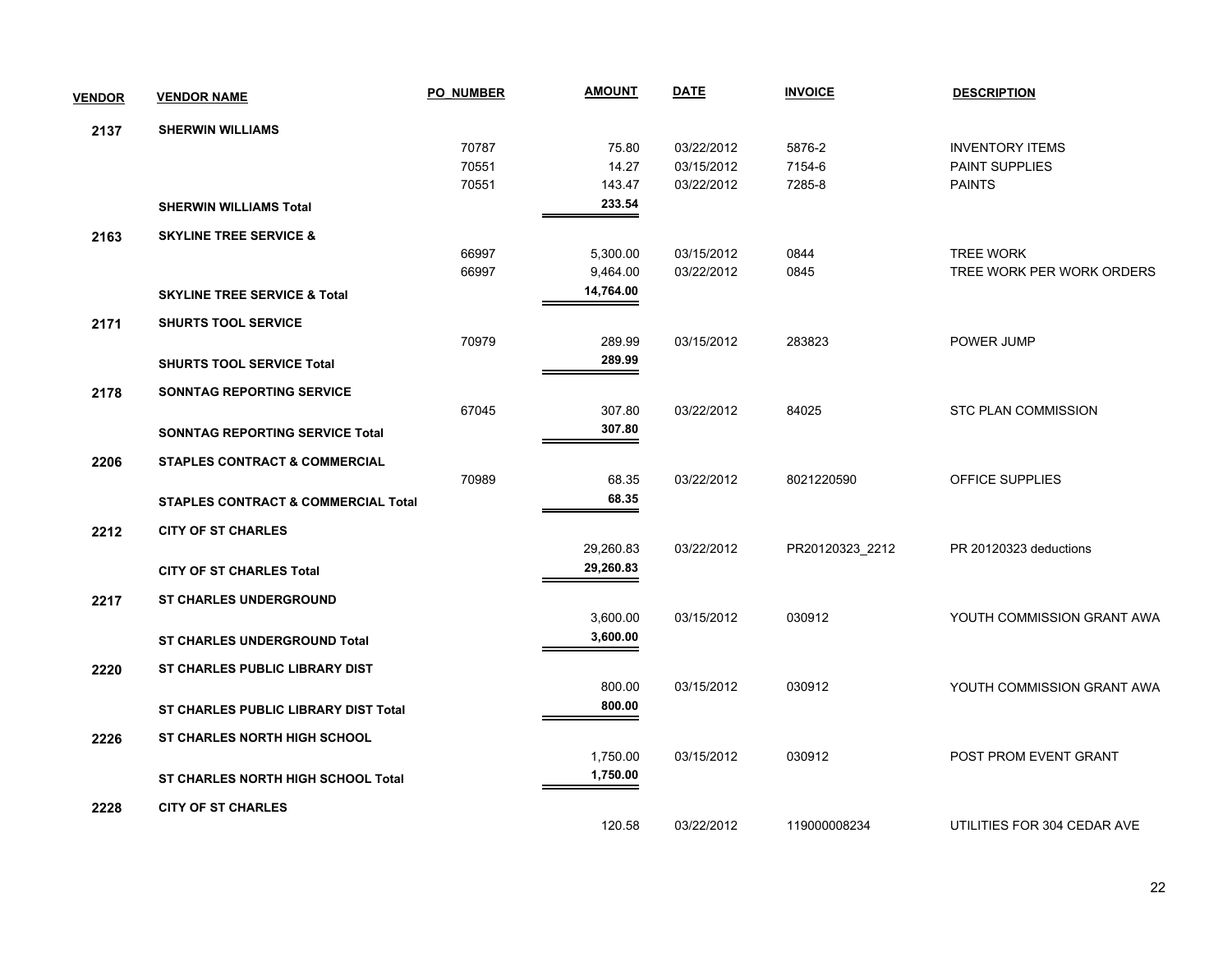| VENDOR | VENDOR NAME | PO_NUMBER | AMOUNT | DATE | INVOICE | DESCRIPTION |
|---|---|---|---|---|---|---|
| 2137 | SHERWIN WILLIAMS | | | | | |
| | | 70787 | 75.80 | 03/22/2012 | 5876-2 | INVENTORY ITEMS |
| | | 70551 | 14.27 | 03/15/2012 | 7154-6 | PAINT SUPPLIES |
| | | 70551 | 143.47 | 03/22/2012 | 7285-8 | PAINTS |
| | **SHERWIN WILLIAMS Total** | | **233.54** | | | |
| 2163 | SKYLINE TREE SERVICE & | | | | | |
| | | 66997 | 5,300.00 | 03/15/2012 | 0844 | TREE WORK |
| | | 66997 | 9,464.00 | 03/22/2012 | 0845 | TREE WORK PER WORK ORDERS |
| | **SKYLINE TREE SERVICE & Total** | | **14,764.00** | | | |
| 2171 | SHURTS TOOL SERVICE | | | | | |
| | | 70979 | 289.99 | 03/15/2012 | 283823 | POWER JUMP |
| | **SHURTS TOOL SERVICE Total** | | **289.99** | | | |
| 2178 | SONNTAG REPORTING SERVICE | | | | | |
| | | 67045 | 307.80 | 03/22/2012 | 84025 | STC PLAN COMMISSION |
| | **SONNTAG REPORTING SERVICE Total** | | **307.80** | | | |
| 2206 | STAPLES CONTRACT & COMMERCIAL | | | | | |
| | | 70989 | 68.35 | 03/22/2012 | 8021220590 | OFFICE SUPPLIES |
| | **STAPLES CONTRACT & COMMERCIAL Total** | | **68.35** | | | |
| 2212 | CITY OF ST CHARLES | | | | | |
| | | | 29,260.83 | 03/22/2012 | PR20120323_2212 | PR 20120323 deductions |
| | **CITY OF ST CHARLES Total** | | **29,260.83** | | | |
| 2217 | ST CHARLES UNDERGROUND | | | | | |
| | | | 3,600.00 | 03/15/2012 | 030912 | YOUTH COMMISSION GRANT AWA |
| | **ST CHARLES UNDERGROUND Total** | | **3,600.00** | | | |
| 2220 | ST CHARLES PUBLIC LIBRARY DIST | | | | | |
| | | | 800.00 | 03/15/2012 | 030912 | YOUTH COMMISSION GRANT AWA |
| | **ST CHARLES PUBLIC LIBRARY DIST Total** | | **800.00** | | | |
| 2226 | ST CHARLES NORTH HIGH SCHOOL | | | | | |
| | | | 1,750.00 | 03/15/2012 | 030912 | POST PROM EVENT GRANT |
| | **ST CHARLES NORTH HIGH SCHOOL Total** | | **1,750.00** | | | |
| 2228 | CITY OF ST CHARLES | | | | | |
| | | | 120.58 | 03/22/2012 | 119000008234 | UTILITIES FOR 304 CEDAR AVE |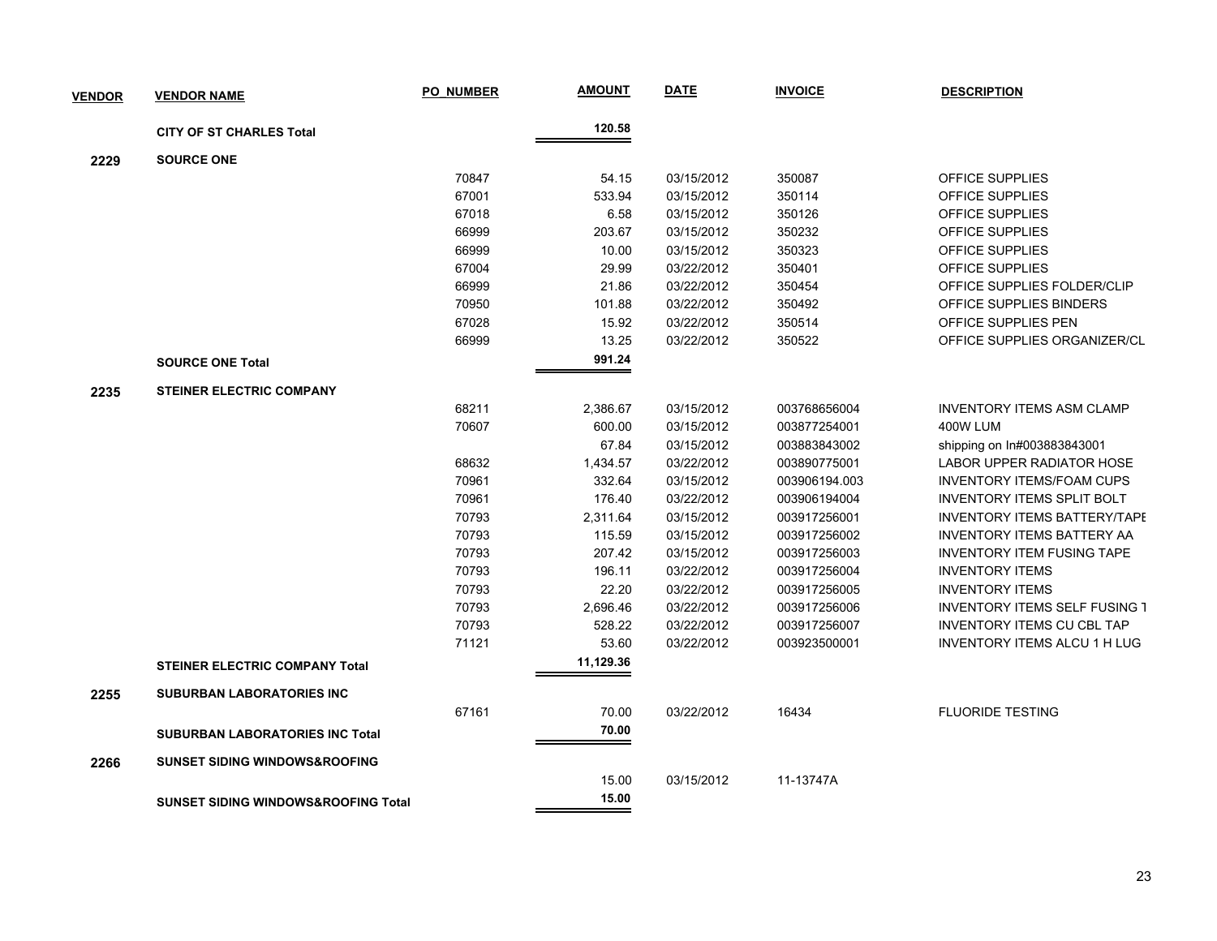| VENDOR | VENDOR NAME | PO_NUMBER | AMOUNT | DATE | INVOICE | DESCRIPTION |
|---|---|---|---|---|---|---|
| | **CITY OF ST CHARLES Total** | | **120.58** | | | |
| **2229** | **SOURCE ONE** | | | | | |
| | | 70847 | 54.15 | 03/15/2012 | 350087 | OFFICE SUPPLIES |
| | | 67001 | 533.94 | 03/15/2012 | 350114 | OFFICE SUPPLIES |
| | | 67018 | 6.58 | 03/15/2012 | 350126 | OFFICE SUPPLIES |
| | | 66999 | 203.67 | 03/15/2012 | 350232 | OFFICE SUPPLIES |
| | | 66999 | 10.00 | 03/15/2012 | 350323 | OFFICE SUPPLIES |
| | | 67004 | 29.99 | 03/22/2012 | 350401 | OFFICE SUPPLIES |
| | | 66999 | 21.86 | 03/22/2012 | 350454 | OFFICE SUPPLIES FOLDER/CLIP |
| | | 70950 | 101.88 | 03/22/2012 | 350492 | OFFICE SUPPLIES BINDERS |
| | | 67028 | 15.92 | 03/22/2012 | 350514 | OFFICE SUPPLIES PEN |
| | | 66999 | 13.25 | 03/22/2012 | 350522 | OFFICE SUPPLIES ORGANIZER/CL |
| | **SOURCE ONE Total** | | **991.24** | | | |
| **2235** | **STEINER ELECTRIC COMPANY** | | | | | |
| | | 68211 | 2,386.67 | 03/15/2012 | 003768656004 | INVENTORY ITEMS ASM CLAMP |
| | | 70607 | 600.00 | 03/15/2012 | 003877254001 | 400W LUM |
| | | | 67.84 | 03/15/2012 | 003883843002 | shipping on In#003883843001 |
| | | 68632 | 1,434.57 | 03/22/2012 | 003890775001 | LABOR UPPER RADIATOR HOSE |
| | | 70961 | 332.64 | 03/15/2012 | 003906194.003 | INVENTORY ITEMS/FOAM CUPS |
| | | 70961 | 176.40 | 03/22/2012 | 003906194004 | INVENTORY ITEMS SPLIT BOLT |
| | | 70793 | 2,311.64 | 03/15/2012 | 003917256001 | INVENTORY ITEMS BATTERY/TAPE |
| | | 70793 | 115.59 | 03/15/2012 | 003917256002 | INVENTORY ITEMS BATTERY AA |
| | | 70793 | 207.42 | 03/15/2012 | 003917256003 | INVENTORY ITEM FUSING TAPE |
| | | 70793 | 196.11 | 03/22/2012 | 003917256004 | INVENTORY ITEMS |
| | | 70793 | 22.20 | 03/22/2012 | 003917256005 | INVENTORY ITEMS |
| | | 70793 | 2,696.46 | 03/22/2012 | 003917256006 | INVENTORY ITEMS SELF FUSING T |
| | | 70793 | 528.22 | 03/22/2012 | 003917256007 | INVENTORY ITEMS CU CBL TAP |
| | | 71121 | 53.60 | 03/22/2012 | 003923500001 | INVENTORY ITEMS ALCU 1 H LUG |
| | **STEINER ELECTRIC COMPANY Total** | | **11,129.36** | | | |
| **2255** | **SUBURBAN LABORATORIES INC** | | | | | |
| | | 67161 | 70.00 | 03/22/2012 | 16434 | FLUORIDE TESTING |
| | **SUBURBAN LABORATORIES INC Total** | | **70.00** | | | |
| **2266** | **SUNSET SIDING WINDOWS&ROOFING** | | | | | |
| | | | 15.00 | 03/15/2012 | 11-13747A | |
| | **SUNSET SIDING WINDOWS&ROOFING Total** | | **15.00** | | | |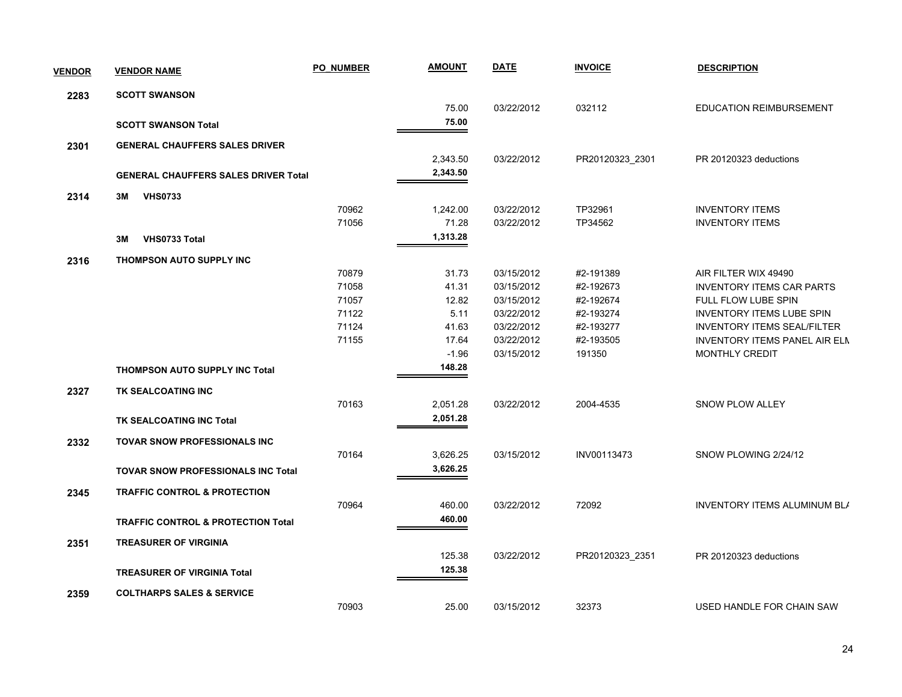| VENDOR | VENDOR NAME | PO_NUMBER | AMOUNT | DATE | INVOICE | DESCRIPTION |
|---|---|---|---|---|---|---|
| 2283 | SCOTT SWANSON | | | | | |
| | | | 75.00 | 03/22/2012 | 032112 | EDUCATION REIMBURSEMENT |
| | SCOTT SWANSON Total | | 75.00 | | | |
| 2301 | GENERAL CHAUFFERS SALES DRIVER | | | | | |
| | | | 2,343.50 | 03/22/2012 | PR20120323_2301 | PR 20120323 deductions |
| | GENERAL CHAUFFERS SALES DRIVER Total | | 2,343.50 | | | |
| 2314 | 3M VHS0733 | | | | | |
| | | 70962 | 1,242.00 | 03/22/2012 | TP32961 | INVENTORY ITEMS |
| | | 71056 | 71.28 | 03/22/2012 | TP34562 | INVENTORY ITEMS |
| | 3M VHS0733 Total | | 1,313.28 | | | |
| 2316 | THOMPSON AUTO SUPPLY INC | | | | | |
| | | 70879 | 31.73 | 03/15/2012 | #2-191389 | AIR FILTER WIX 49490 |
| | | 71058 | 41.31 | 03/15/2012 | #2-192673 | INVENTORY ITEMS CAR PARTS |
| | | 71057 | 12.82 | 03/15/2012 | #2-192674 | FULL FLOW LUBE SPIN |
| | | 71122 | 5.11 | 03/22/2012 | #2-193274 | INVENTORY ITEMS LUBE SPIN |
| | | 71124 | 41.63 | 03/22/2012 | #2-193277 | INVENTORY ITEMS SEAL/FILTER |
| | | 71155 | 17.64 | 03/22/2012 | #2-193505 | INVENTORY ITEMS PANEL AIR ELM |
| | | | -1.96 | 03/15/2012 | 191350 | MONTHLY CREDIT |
| | THOMPSON AUTO SUPPLY INC Total | | 148.28 | | | |
| 2327 | TK SEALCOATING INC | | | | | |
| | | 70163 | 2,051.28 | 03/22/2012 | 2004-4535 | SNOW PLOW ALLEY |
| | TK SEALCOATING INC Total | | 2,051.28 | | | |
| 2332 | TOVAR SNOW PROFESSIONALS INC | | | | | |
| | | 70164 | 3,626.25 | 03/15/2012 | INV00113473 | SNOW PLOWING 2/24/12 |
| | TOVAR SNOW PROFESSIONALS INC Total | | 3,626.25 | | | |
| 2345 | TRAFFIC CONTROL & PROTECTION | | | | | |
| | | 70964 | 460.00 | 03/22/2012 | 72092 | INVENTORY ITEMS ALUMINUM BLA |
| | TRAFFIC CONTROL & PROTECTION Total | | 460.00 | | | |
| 2351 | TREASURER OF VIRGINIA | | | | | |
| | | | 125.38 | 03/22/2012 | PR20120323_2351 | PR 20120323 deductions |
| | TREASURER OF VIRGINIA Total | | 125.38 | | | |
| 2359 | COLTHARPS SALES & SERVICE | | | | | |
| | | 70903 | 25.00 | 03/15/2012 | 32373 | USED HANDLE FOR CHAIN SAW |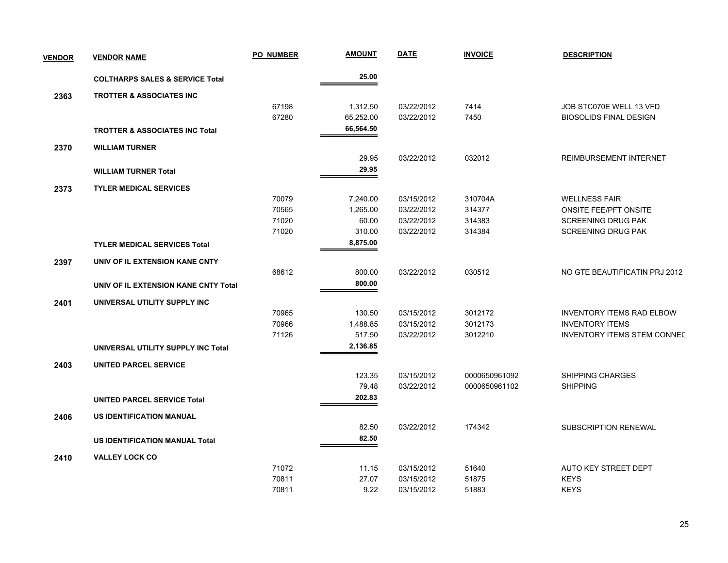| VENDOR | VENDOR NAME | PO_NUMBER | AMOUNT | DATE | INVOICE | DESCRIPTION |
|---|---|---|---|---|---|---|
| | **COLTHARPS SALES & SERVICE Total** | | **25.00** | | | |
| **2363** | **TROTTER & ASSOCIATES INC** | | | | | |
| | | 67198 | 1,312.50 | 03/22/2012 | 7414 | JOB STC070E WELL 13 VFD |
| | | 67280 | 65,252.00 | 03/22/2012 | 7450 | BIOSOLIDS FINAL DESIGN |
| | **TROTTER & ASSOCIATES INC Total** | | **66,564.50** | | | |
| **2370** | **WILLIAM TURNER** | | | | | |
| | | | 29.95 | 03/22/2012 | 032012 | REIMBURSEMENT INTERNET |
| | **WILLIAM TURNER Total** | | **29.95** | | | |
| **2373** | **TYLER MEDICAL SERVICES** | | | | | |
| | | 70079 | 7,240.00 | 03/15/2012 | 310704A | WELLNESS FAIR |
| | | 70565 | 1,265.00 | 03/22/2012 | 314377 | ONSITE FEE/PFT ONSITE |
| | | 71020 | 60.00 | 03/22/2012 | 314383 | SCREENING DRUG PAK |
| | | 71020 | 310.00 | 03/22/2012 | 314384 | SCREENING DRUG PAK |
| | **TYLER MEDICAL SERVICES Total** | | **8,875.00** | | | |
| **2397** | **UNIV OF IL EXTENSION KANE CNTY** | | | | | |
| | | 68612 | 800.00 | 03/22/2012 | 030512 | NO GTE BEAUTIFICATIN PRJ 2012 |
| | **UNIV OF IL EXTENSION KANE CNTY Total** | | **800.00** | | | |
| **2401** | **UNIVERSAL UTILITY SUPPLY INC** | | | | | |
| | | 70965 | 130.50 | 03/15/2012 | 3012172 | INVENTORY ITEMS RAD ELBOW |
| | | 70966 | 1,488.85 | 03/15/2012 | 3012173 | INVENTORY ITEMS |
| | | 71126 | 517.50 | 03/22/2012 | 3012210 | INVENTORY ITEMS STEM CONNEC |
| | **UNIVERSAL UTILITY SUPPLY INC Total** | | **2,136.85** | | | |
| **2403** | **UNITED PARCEL SERVICE** | | | | | |
| | | | 123.35 | 03/15/2012 | 0000650961092 | SHIPPING CHARGES |
| | | | 79.48 | 03/22/2012 | 0000650961102 | SHIPPING |
| | **UNITED PARCEL SERVICE Total** | | **202.83** | | | |
| **2406** | **US IDENTIFICATION MANUAL** | | | | | |
| | | | 82.50 | 03/22/2012 | 174342 | SUBSCRIPTION RENEWAL |
| | **US IDENTIFICATION MANUAL Total** | | **82.50** | | | |
| **2410** | **VALLEY LOCK CO** | | | | | |
| | | 71072 | 11.15 | 03/15/2012 | 51640 | AUTO KEY STREET DEPT |
| | | 70811 | 27.07 | 03/15/2012 | 51875 | KEYS |
| | | 70811 | 9.22 | 03/15/2012 | 51883 | KEYS |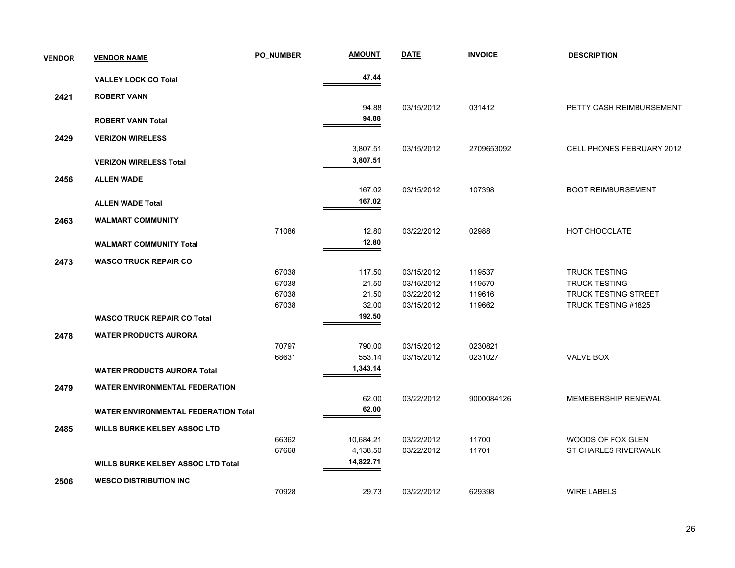| VENDOR | VENDOR NAME | PO_NUMBER | AMOUNT | DATE | INVOICE | DESCRIPTION |
|---|---|---|---|---|---|---|
| | **VALLEY LOCK CO Total** | | **47.44** | | | |
| **2421** | **ROBERT VANN** | | | | | |
| | | | 94.88 | 03/15/2012 | 031412 | PETTY CASH REIMBURSEMENT |
| | **ROBERT VANN Total** | | **94.88** | | | |
| **2429** | **VERIZON WIRELESS** | | | | | |
| | | | 3,807.51 | 03/15/2012 | 2709653092 | CELL PHONES FEBRUARY 2012 |
| | **VERIZON WIRELESS Total** | | **3,807.51** | | | |
| **2456** | **ALLEN WADE** | | | | | |
| | | | 167.02 | 03/15/2012 | 107398 | BOOT REIMBURSEMENT |
| | **ALLEN WADE Total** | | **167.02** | | | |
| **2463** | **WALMART COMMUNITY** | | | | | |
| | | 71086 | 12.80 | 03/22/2012 | 02988 | HOT CHOCOLATE |
| | **WALMART COMMUNITY Total** | | **12.80** | | | |
| **2473** | **WASCO TRUCK REPAIR CO** | | | | | |
| | | 67038 | 117.50 | 03/15/2012 | 119537 | TRUCK TESTING |
| | | 67038 | 21.50 | 03/15/2012 | 119570 | TRUCK TESTING |
| | | 67038 | 21.50 | 03/22/2012 | 119616 | TRUCK TESTING STREET |
| | | 67038 | 32.00 | 03/15/2012 | 119662 | TRUCK TESTING #1825 |
| | **WASCO TRUCK REPAIR CO Total** | | **192.50** | | | |
| **2478** | **WATER PRODUCTS AURORA** | | | | | |
| | | 70797 | 790.00 | 03/15/2012 | 0230821 | |
| | | 68631 | 553.14 | 03/15/2012 | 0231027 | VALVE BOX |
| | **WATER PRODUCTS AURORA Total** | | **1,343.14** | | | |
| **2479** | **WATER ENVIRONMENTAL FEDERATION** | | | | | |
| | | | 62.00 | 03/22/2012 | 9000084126 | MEMEBERSHIP RENEWAL |
| | **WATER ENVIRONMENTAL FEDERATION Total** | | **62.00** | | | |
| **2485** | **WILLS BURKE KELSEY ASSOC LTD** | | | | | |
| | | 66362 | 10,684.21 | 03/22/2012 | 11700 | WOODS OF FOX GLEN |
| | | 67668 | 4,138.50 | 03/22/2012 | 11701 | ST CHARLES RIVERWALK |
| | **WILLS BURKE KELSEY ASSOC LTD Total** | | **14,822.71** | | | |
| **2506** | **WESCO DISTRIBUTION INC** | | | | | |
| | | 70928 | 29.73 | 03/22/2012 | 629398 | WIRE LABELS |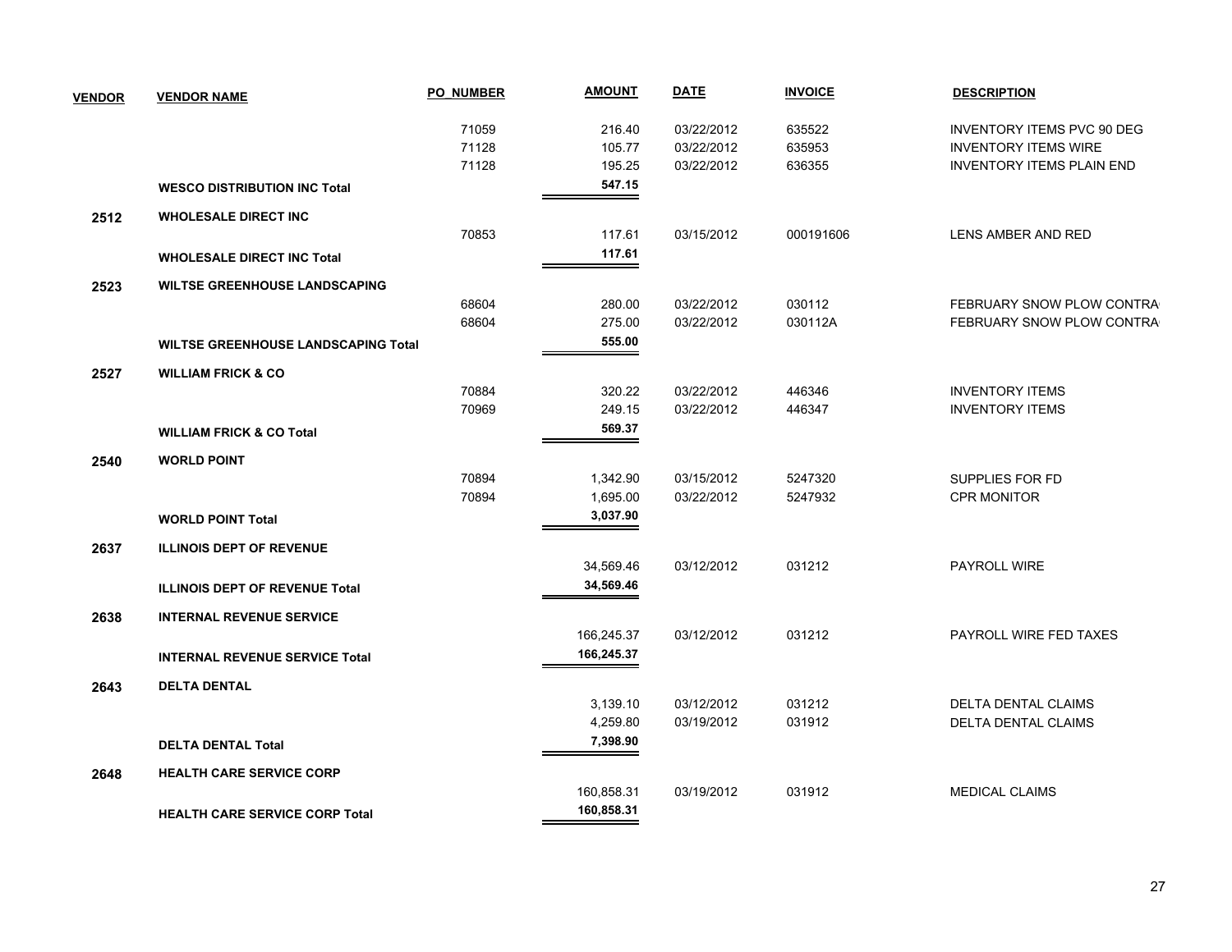| VENDOR | VENDOR NAME | PO_NUMBER | AMOUNT | DATE | INVOICE | DESCRIPTION |
|---|---|---|---|---|---|---|
| | | 71059 | 216.40 | 03/22/2012 | 635522 | INVENTORY ITEMS PVC 90 DEG |
| | | 71128 | 105.77 | 03/22/2012 | 635953 | INVENTORY ITEMS WIRE |
| | | 71128 | 195.25 | 03/22/2012 | 636355 | INVENTORY ITEMS PLAIN END |
| | **WESCO DISTRIBUTION INC Total** | | **547.15** | | | |
| **2512** | **WHOLESALE DIRECT INC** | | | | | |
| | | 70853 | 117.61 | 03/15/2012 | 000191606 | LENS AMBER AND RED |
| | **WHOLESALE DIRECT INC Total** | | **117.61** | | | |
| **2523** | **WILTSE GREENHOUSE LANDSCAPING** | | | | | |
| | | 68604 | 280.00 | 03/22/2012 | 030112 | FEBRUARY SNOW PLOW CONTRA |
| | | 68604 | 275.00 | 03/22/2012 | 030112A | FEBRUARY SNOW PLOW CONTRA |
| | **WILTSE GREENHOUSE LANDSCAPING Total** | | **555.00** | | | |
| **2527** | **WILLIAM FRICK & CO** | | | | | |
| | | 70884 | 320.22 | 03/22/2012 | 446346 | INVENTORY ITEMS |
| | | 70969 | 249.15 | 03/22/2012 | 446347 | INVENTORY ITEMS |
| | **WILLIAM FRICK & CO Total** | | **569.37** | | | |
| **2540** | **WORLD POINT** | | | | | |
| | | 70894 | 1,342.90 | 03/15/2012 | 5247320 | SUPPLIES FOR FD |
| | | 70894 | 1,695.00 | 03/22/2012 | 5247932 | CPR MONITOR |
| | **WORLD POINT Total** | | **3,037.90** | | | |
| **2637** | **ILLINOIS DEPT OF REVENUE** | | | | | |
| | | | 34,569.46 | 03/12/2012 | 031212 | PAYROLL WIRE |
| | **ILLINOIS DEPT OF REVENUE Total** | | **34,569.46** | | | |
| **2638** | **INTERNAL REVENUE SERVICE** | | | | | |
| | | | 166,245.37 | 03/12/2012 | 031212 | PAYROLL WIRE FED TAXES |
| | **INTERNAL REVENUE SERVICE Total** | | **166,245.37** | | | |
| **2643** | **DELTA DENTAL** | | | | | |
| | | | 3,139.10 | 03/12/2012 | 031212 | DELTA DENTAL CLAIMS |
| | | | 4,259.80 | 03/19/2012 | 031912 | DELTA DENTAL CLAIMS |
| | **DELTA DENTAL Total** | | **7,398.90** | | | |
| **2648** | **HEALTH CARE SERVICE CORP** | | | | | |
| | | | 160,858.31 | 03/19/2012 | 031912 | MEDICAL CLAIMS |
| | **HEALTH CARE SERVICE CORP Total** | | **160,858.31** | | | |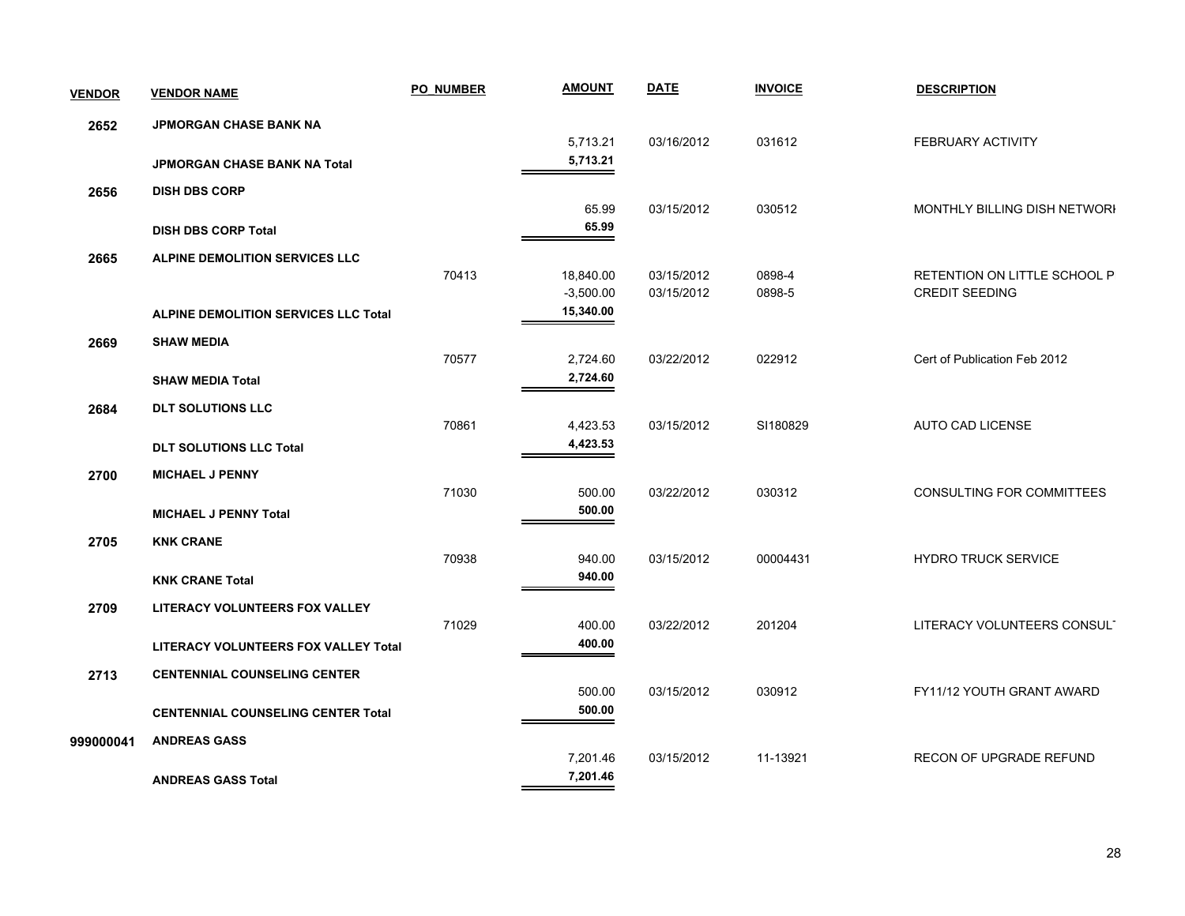| VENDOR | VENDOR NAME | PO_NUMBER | AMOUNT | DATE | INVOICE | DESCRIPTION |
|---|---|---|---|---|---|---|
| 2652 | JPMORGAN CHASE BANK NA | | | | | |
| | | | 5,713.21 | 03/16/2012 | 031612 | FEBRUARY ACTIVITY |
| | **JPMORGAN CHASE BANK NA Total** | | **5,713.21** | | | |
| 2656 | DISH DBS CORP | | | | | |
| | | | 65.99 | 03/15/2012 | 030512 | MONTHLY BILLING DISH NETWORI |
| | **DISH DBS CORP Total** | | **65.99** | | | |
| 2665 | ALPINE DEMOLITION SERVICES LLC | | | | | |
| | | 70413 | 18,840.00 | 03/15/2012 | 0898-4 | RETENTION ON LITTLE SCHOOL P |
| | | | -3,500.00 | 03/15/2012 | 0898-5 | CREDIT SEEDING |
| | **ALPINE DEMOLITION SERVICES LLC Total** | | **15,340.00** | | | |
| 2669 | SHAW MEDIA | | | | | |
| | | 70577 | 2,724.60 | 03/22/2012 | 022912 | Cert of Publication Feb 2012 |
| | **SHAW MEDIA Total** | | **2,724.60** | | | |
| 2684 | DLT SOLUTIONS LLC | | | | | |
| | | 70861 | 4,423.53 | 03/15/2012 | SI180829 | AUTO CAD LICENSE |
| | **DLT SOLUTIONS LLC Total** | | **4,423.53** | | | |
| 2700 | MICHAEL J PENNY | | | | | |
| | | 71030 | 500.00 | 03/22/2012 | 030312 | CONSULTING FOR COMMITTEES |
| | **MICHAEL J PENNY Total** | | **500.00** | | | |
| 2705 | KNK CRANE | | | | | |
| | | 70938 | 940.00 | 03/15/2012 | 00004431 | HYDRO TRUCK SERVICE |
| | **KNK CRANE Total** | | **940.00** | | | |
| 2709 | LITERACY VOLUNTEERS FOX VALLEY | | | | | |
| | | 71029 | 400.00 | 03/22/2012 | 201204 | LITERACY VOLUNTEERS CONSULT |
| | **LITERACY VOLUNTEERS FOX VALLEY Total** | | **400.00** | | | |
| 2713 | CENTENNIAL COUNSELING CENTER | | | | | |
| | | | 500.00 | 03/15/2012 | 030912 | FY11/12 YOUTH GRANT AWARD |
| | **CENTENNIAL COUNSELING CENTER Total** | | **500.00** | | | |
| 999000041 | ANDREAS GASS | | | | | |
| | | | 7,201.46 | 03/15/2012 | 11-13921 | RECON OF UPGRADE REFUND |
| | **ANDREAS GASS Total** | | **7,201.46** | | | |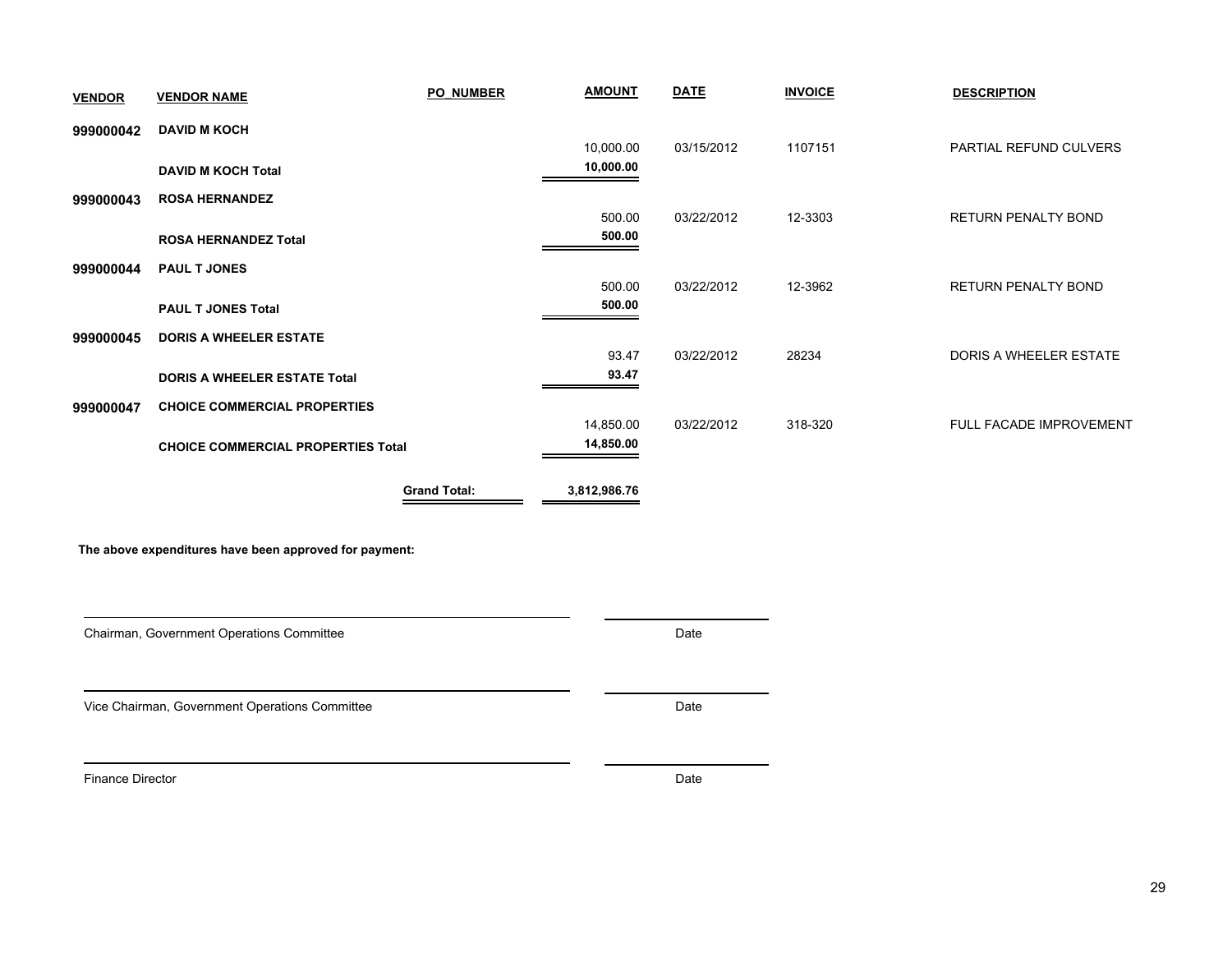| VENDOR | VENDOR NAME | PO_NUMBER | AMOUNT | DATE | INVOICE | DESCRIPTION |
|---|---|---|---|---|---|---|
| **999000042** | **DAVID M KOCH** | | | | | |
| | | | 10,000.00 | 03/15/2012 | 1107151 | PARTIAL REFUND CULVERS |
| | **DAVID M KOCH Total** | | **10,000.00** | | | |
| **999000043** | **ROSA HERNANDEZ** | | | | | |
| | | | 500.00 | 03/22/2012 | 12-3303 | RETURN PENALTY BOND |
| | **ROSA HERNANDEZ Total** | | **500.00** | | | |
| **999000044** | **PAUL T JONES** | | | | | |
| | | | 500.00 | 03/22/2012 | 12-3962 | RETURN PENALTY BOND |
| | **PAUL T JONES Total** | | **500.00** | | | |
| **999000045** | **DORIS A WHEELER ESTATE** | | | | | |
| | | | 93.47 | 03/22/2012 | 28234 | DORIS A WHEELER ESTATE |
| | **DORIS A WHEELER ESTATE Total** | | **93.47** | | | |
| **999000047** | **CHOICE COMMERCIAL PROPERTIES** | | | | | |
| | | | 14,850.00 | 03/22/2012 | 318-320 | FULL FACADE IMPROVEMENT |
| | **CHOICE COMMERCIAL PROPERTIES Total** | | **14,850.00** | | | |
| | | **Grand Total:** | **3,812,986.76** | | | |

**The above expenditures have been approved for payment:**

Chairman, Government Operations Committee — Date

Vice Chairman, Government Operations Committee — Date

Finance Director — Date